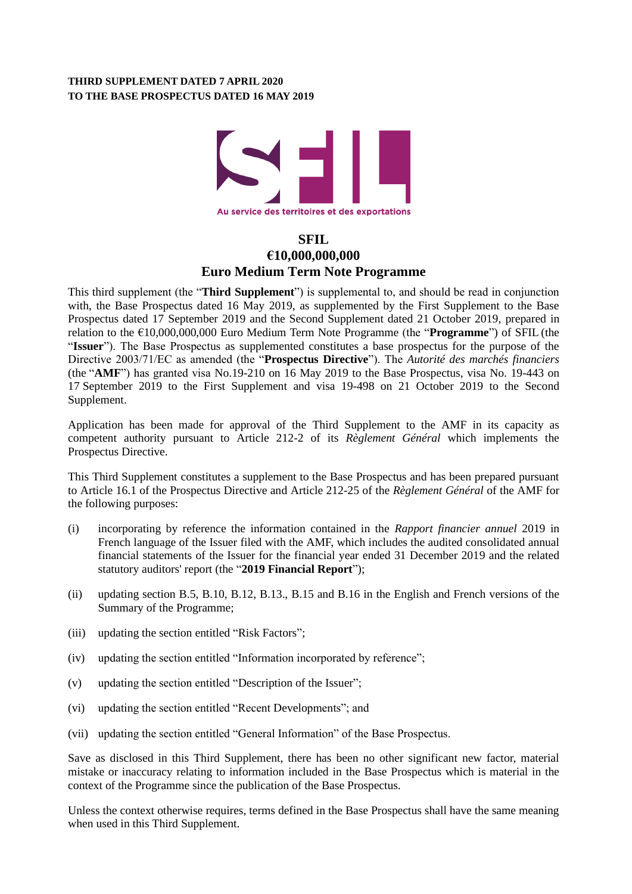**THIRD SUPPLEMENT DATED 7 APRIL 2020**
**TO THE BASE PROSPECTUS DATED 16 MAY 2019**

Au service des territoires et des exportations

# SFIL
## €10,000,000,000
## Euro Medium Term Note Programme

This third supplement (the "**Third Supplement**") is supplemental to, and should be read in conjunction with, the Base Prospectus dated 16 May 2019, as supplemented by the First Supplement to the Base Prospectus dated 17 September 2019 and the Second Supplement dated 21 October 2019, prepared in relation to the €10,000,000,000 Euro Medium Term Note Programme (the "**Programme**") of SFIL (the "**Issuer**"). The Base Prospectus as supplemented constitutes a base prospectus for the purpose of the Directive 2003/71/EC as amended (the "**Prospectus Directive**"). The *Autorité des marchés financiers* (the "**AMF**") has granted visa No.19-210 on 16 May 2019 to the Base Prospectus, visa No. 19-443 on 17 September 2019 to the First Supplement and visa 19-498 on 21 October 2019 to the Second Supplement.

Application has been made for approval of the Third Supplement to the AMF in its capacity as competent authority pursuant to Article 212-2 of its *Règlement Général* which implements the Prospectus Directive.

This Third Supplement constitutes a supplement to the Base Prospectus and has been prepared pursuant to Article 16.1 of the Prospectus Directive and Article 212-25 of the *Règlement Général* of the AMF for the following purposes:

(i) incorporating by reference the information contained in the *Rapport financier annuel* 2019 in French language of the Issuer filed with the AMF, which includes the audited consolidated annual financial statements of the Issuer for the financial year ended 31 December 2019 and the related statutory auditors' report (the "**2019 Financial Report**");

(ii) updating section B.5, B.10, B.12, B.13., B.15 and B.16 in the English and French versions of the Summary of the Programme;

(iii) updating the section entitled "Risk Factors";

(iv) updating the section entitled "Information incorporated by reference";

(v) updating the section entitled "Description of the Issuer";

(vi) updating the section entitled "Recent Developments"; and

(vii) updating the section entitled "General Information" of the Base Prospectus.

Save as disclosed in this Third Supplement, there has been no other significant new factor, material mistake or inaccuracy relating to information included in the Base Prospectus which is material in the context of the Programme since the publication of the Base Prospectus.

Unless the context otherwise requires, terms defined in the Base Prospectus shall have the same meaning when used in this Third Supplement.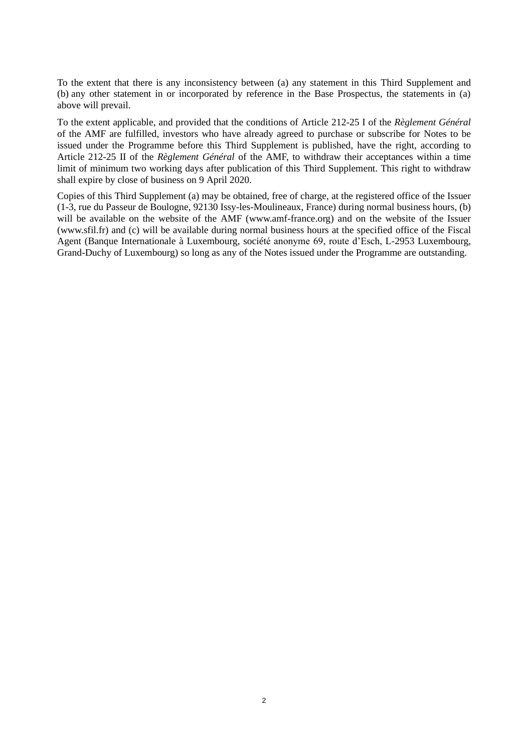To the extent that there is any inconsistency between (a) any statement in this Third Supplement and (b) any other statement in or incorporated by reference in the Base Prospectus, the statements in (a) above will prevail.

To the extent applicable, and provided that the conditions of Article 212-25 I of the *Règlement Général* of the AMF are fulfilled, investors who have already agreed to purchase or subscribe for Notes to be issued under the Programme before this Third Supplement is published, have the right, according to Article 212-25 II of the *Règlement Général* of the AMF, to withdraw their acceptances within a time limit of minimum two working days after publication of this Third Supplement. This right to withdraw shall expire by close of business on 9 April 2020.

Copies of this Third Supplement (a) may be obtained, free of charge, at the registered office of the Issuer (1-3, rue du Passeur de Boulogne, 92130 Issy-les-Moulineaux, France) during normal business hours, (b) will be available on the website of the AMF (www.amf-france.org) and on the website of the Issuer (www.sfil.fr) and (c) will be available during normal business hours at the specified office of the Fiscal Agent (Banque Internationale à Luxembourg, société anonyme 69, route d'Esch, L-2953 Luxembourg, Grand-Duchy of Luxembourg) so long as any of the Notes issued under the Programme are outstanding.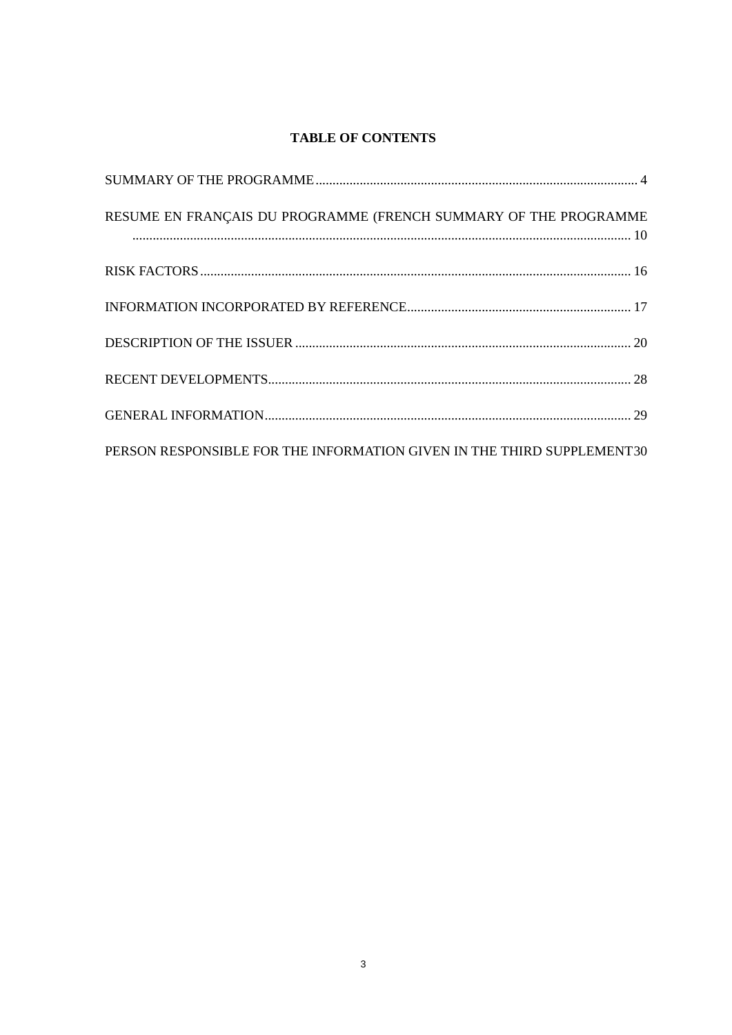**TABLE OF CONTENTS**

SUMMARY OF THE PROGRAMME ... 4

RESUME EN FRANÇAIS DU PROGRAMME (FRENCH SUMMARY OF THE PROGRAMME ... 10

RISK FACTORS ... 16

INFORMATION INCORPORATED BY REFERENCE ... 17

DESCRIPTION OF THE ISSUER ... 20

RECENT DEVELOPMENTS ... 28

GENERAL INFORMATION ... 29

PERSON RESPONSIBLE FOR THE INFORMATION GIVEN IN THE THIRD SUPPLEMENT 30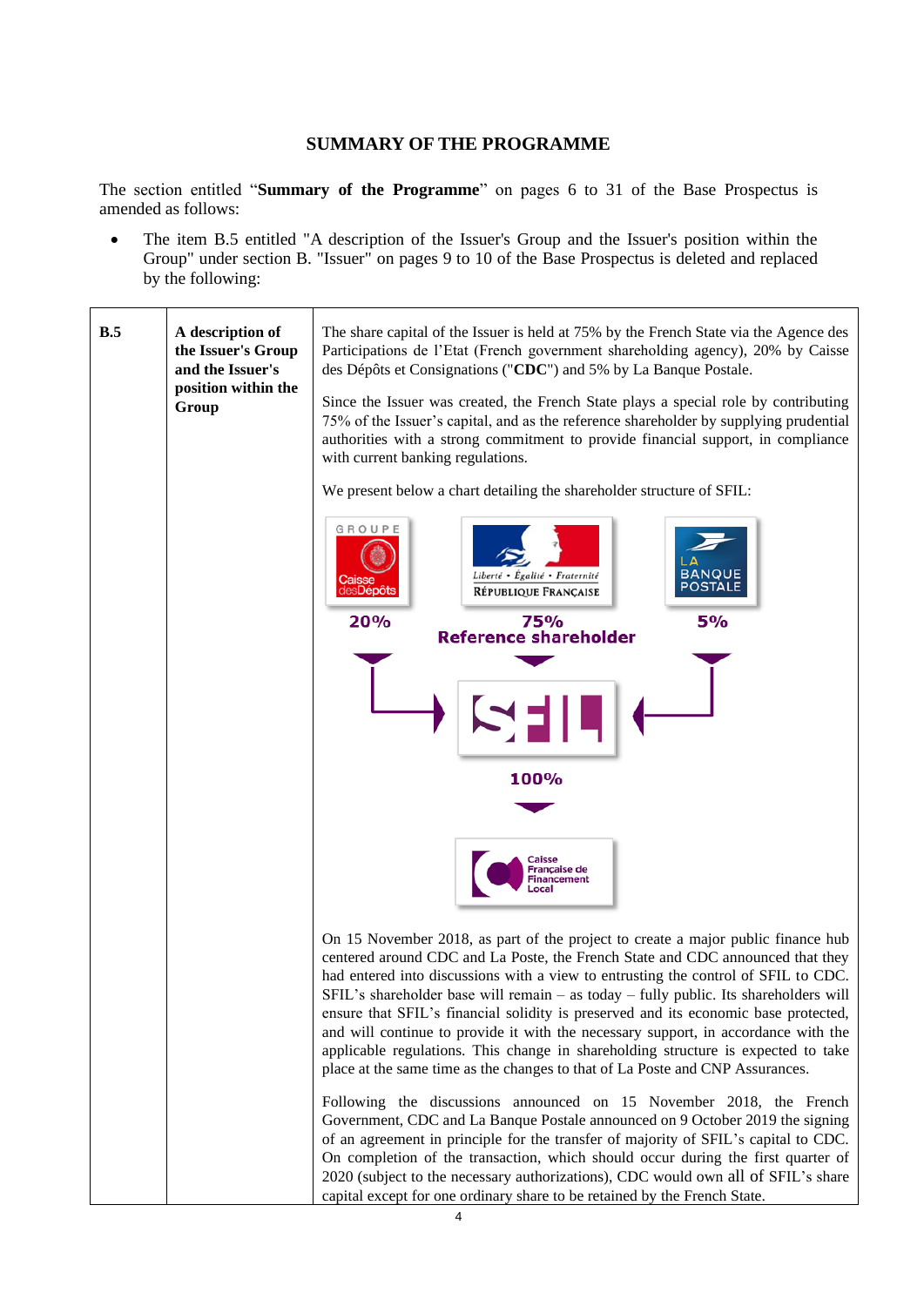## SUMMARY OF THE PROGRAMME

The section entitled "**Summary of the Programme**" on pages 6 to 31 of the Base Prospectus is amended as follows:

- The item B.5 entitled "A description of the Issuer's Group and the Issuer's position within the Group" under section B. "Issuer" on pages 9 to 10 of the Base Prospectus is deleted and replaced by the following:

| | | |
|---|---|---|
| **B.5** | **A description of the Issuer's Group and the Issuer's position within the Group** | The share capital of the Issuer is held at 75% by the French State via the Agence des Participations de l'Etat (French government shareholding agency), 20% by Caisse des Dépôts et Consignations ("**CDC**") and 5% by La Banque Postale.<br><br>Since the Issuer was created, the French State plays a special role by contributing 75% of the Issuer's capital, and as the reference shareholder by supplying prudential authorities with a strong commitment to provide financial support, in compliance with current banking regulations.<br><br>We present below a chart detailing the shareholder structure of SFIL:<br><br>GROUPE Caisse desDépôts — 20%; Liberté • Égalité • Fraternité RÉPUBLIQUE FRANÇAISE — 75% Reference shareholder; LA BANQUE POSTALE — 5%; SFIL — 100%; Caisse Française de Financement Local<br><br>On 15 November 2018, as part of the project to create a major public finance hub centered around CDC and La Poste, the French State and CDC announced that they had entered into discussions with a view to entrusting the control of SFIL to CDC. SFIL's shareholder base will remain – as today – fully public. Its shareholders will ensure that SFIL's financial solidity is preserved and its economic base protected, and will continue to provide it with the necessary support, in accordance with the applicable regulations. This change in shareholding structure is expected to take place at the same time as the changes to that of La Poste and CNP Assurances.<br><br>Following the discussions announced on 15 November 2018, the French Government, CDC and La Banque Postale announced on 9 October 2019 the signing of an agreement in principle for the transfer of majority of SFIL's capital to CDC. On completion of the transaction, which should occur during the first quarter of 2020 (subject to the necessary authorizations), CDC would own all of SFIL's share capital except for one ordinary share to be retained by the French State. |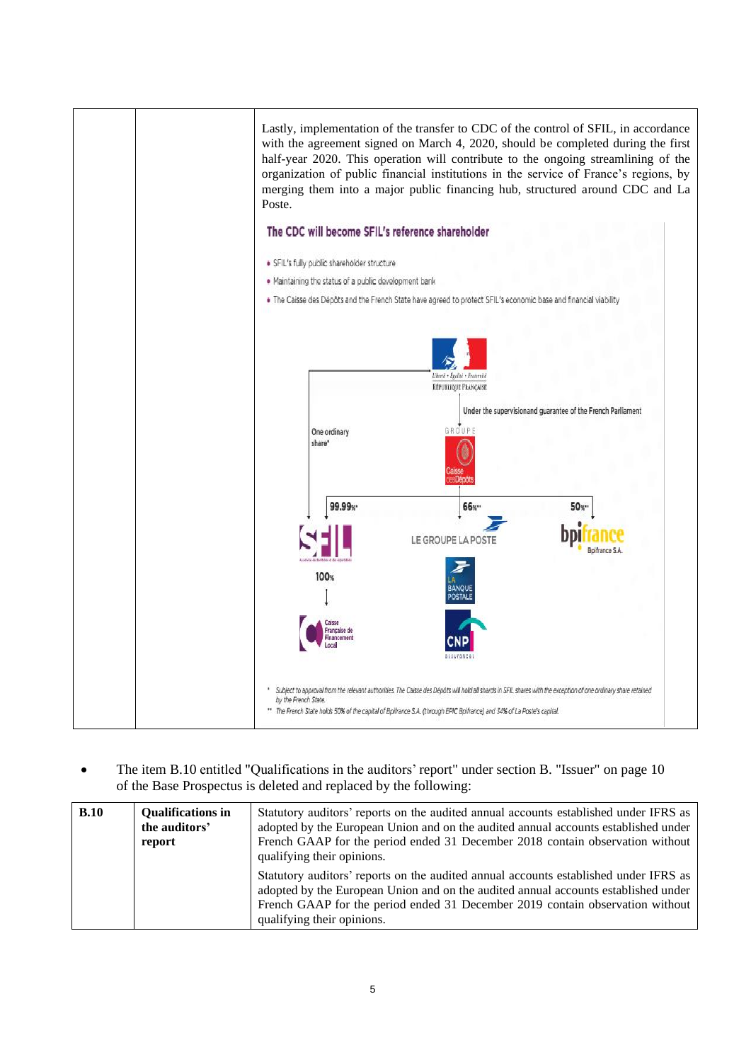| | | Lastly, implementation of the transfer to CDC of the control of SFIL, in accordance with the agreement signed on March 4, 2020, should be completed during the first half-year 2020. This operation will contribute to the ongoing streamlining of the organization of public financial institutions in the service of France's regions, by merging them into a major public financing hub, structured around CDC and La Poste.<br><br>**The CDC will become SFIL's reference shareholder**<br><br>• SFIL's fully public shareholder structure<br>• Maintaining the status of a public development bank<br>• The Caisse des Dépôts and the French State have agreed to protect SFIL's economic base and financial viability<br><br>Liberté • Égalité • Fraternité<br>RÉPUBLIQUE FRANÇAISE<br><br>Under the supervisionand guarantee of the French Parliament<br><br>One ordinary share*<br><br>GROUPE Caisse desDépôts<br><br>99.99%* — SFIL<br>66%** — LE GROUPE LA POSTE<br>50%** — bpifrance Bpifrance S.A.<br><br>100% — Caisse Française de Financement Local<br><br>LA BANQUE POSTALE<br>CNP ASSURANCES<br><br>\* Subject to approval from the relevant authorities. The Caisse des Dépôts will hold all shards in SFIL shares with the exception of one ordinary share retained by the French State.<br>\*\* The French State holds 50% of the capital of Bpifrance S.A. (through EPIC Bpifrance) and 34% of La Poste's capital. |
|---|---|---|

- The item B.10 entitled "Qualifications in the auditors' report" under section B. "Issuer" on page 10 of the Base Prospectus is deleted and replaced by the following:

| **B.10** | **Qualifications in the auditors' report** | Statutory auditors' reports on the audited annual accounts established under IFRS as adopted by the European Union and on the audited annual accounts established under French GAAP for the period ended 31 December 2018 contain observation without qualifying their opinions.<br><br>Statutory auditors' reports on the audited annual accounts established under IFRS as adopted by the European Union and on the audited annual accounts established under French GAAP for the period ended 31 December 2019 contain observation without qualifying their opinions. |
|---|---|---|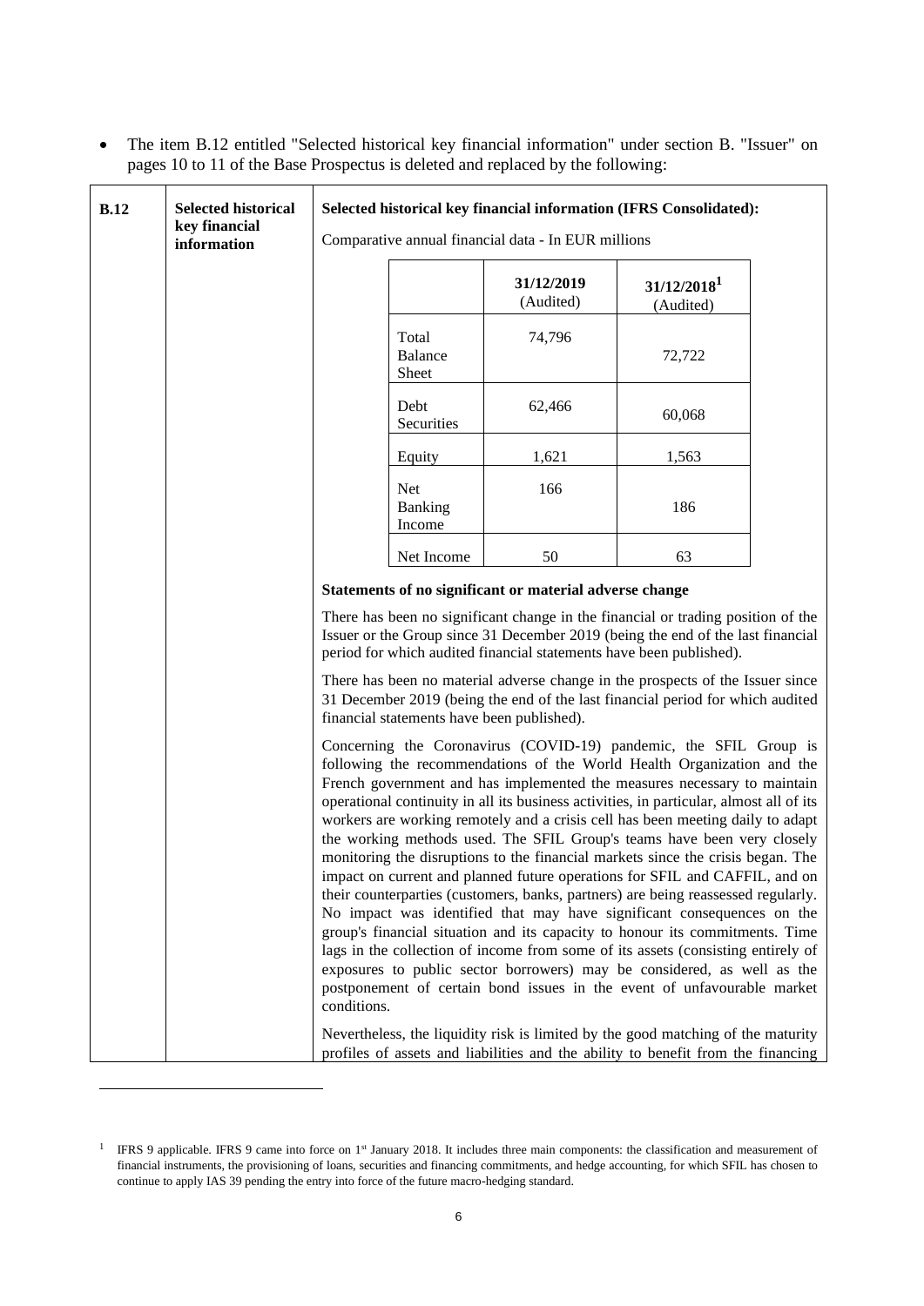- The item B.12 entitled "Selected historical key financial information" under section B. "Issuer" on pages 10 to 11 of the Base Prospectus is deleted and replaced by the following:

**B.12** | **Selected historical key financial information**

**Selected historical key financial information (IFRS Consolidated):**

Comparative annual financial data - In EUR millions

| | **31/12/2019** (Audited) | **31/12/2018**[1] (Audited) |
|---|---|---|
| Total Balance Sheet | 74,796 | 72,722 |
| Debt Securities | 62,466 | 60,068 |
| Equity | 1,621 | 1,563 |
| Net Banking Income | 166 | 186 |
| Net Income | 50 | 63 |

**Statements of no significant or material adverse change**

There has been no significant change in the financial or trading position of the Issuer or the Group since 31 December 2019 (being the end of the last financial period for which audited financial statements have been published).

There has been no material adverse change in the prospects of the Issuer since 31 December 2019 (being the end of the last financial period for which audited financial statements have been published).

Concerning the Coronavirus (COVID-19) pandemic, the SFIL Group is following the recommendations of the World Health Organization and the French government and has implemented the measures necessary to maintain operational continuity in all its business activities, in particular, almost all of its workers are working remotely and a crisis cell has been meeting daily to adapt the working methods used. The SFIL Group's teams have been very closely monitoring the disruptions to the financial markets since the crisis began. The impact on current and planned future operations for SFIL and CAFFIL, and on their counterparties (customers, banks, partners) are being reassessed regularly. No impact was identified that may have significant consequences on the group's financial situation and its capacity to honour its commitments. Time lags in the collection of income from some of its assets (consisting entirely of exposures to public sector borrowers) may be considered, as well as the postponement of certain bond issues in the event of unfavourable market conditions.

Nevertheless, the liquidity risk is limited by the good matching of the maturity profiles of assets and liabilities and the ability to benefit from the financing

[1] IFRS 9 applicable. IFRS 9 came into force on 1st January 2018. It includes three main components: the classification and measurement of financial instruments, the provisioning of loans, securities and financing commitments, and hedge accounting, for which SFIL has chosen to continue to apply IAS 39 pending the entry into force of the future macro-hedging standard.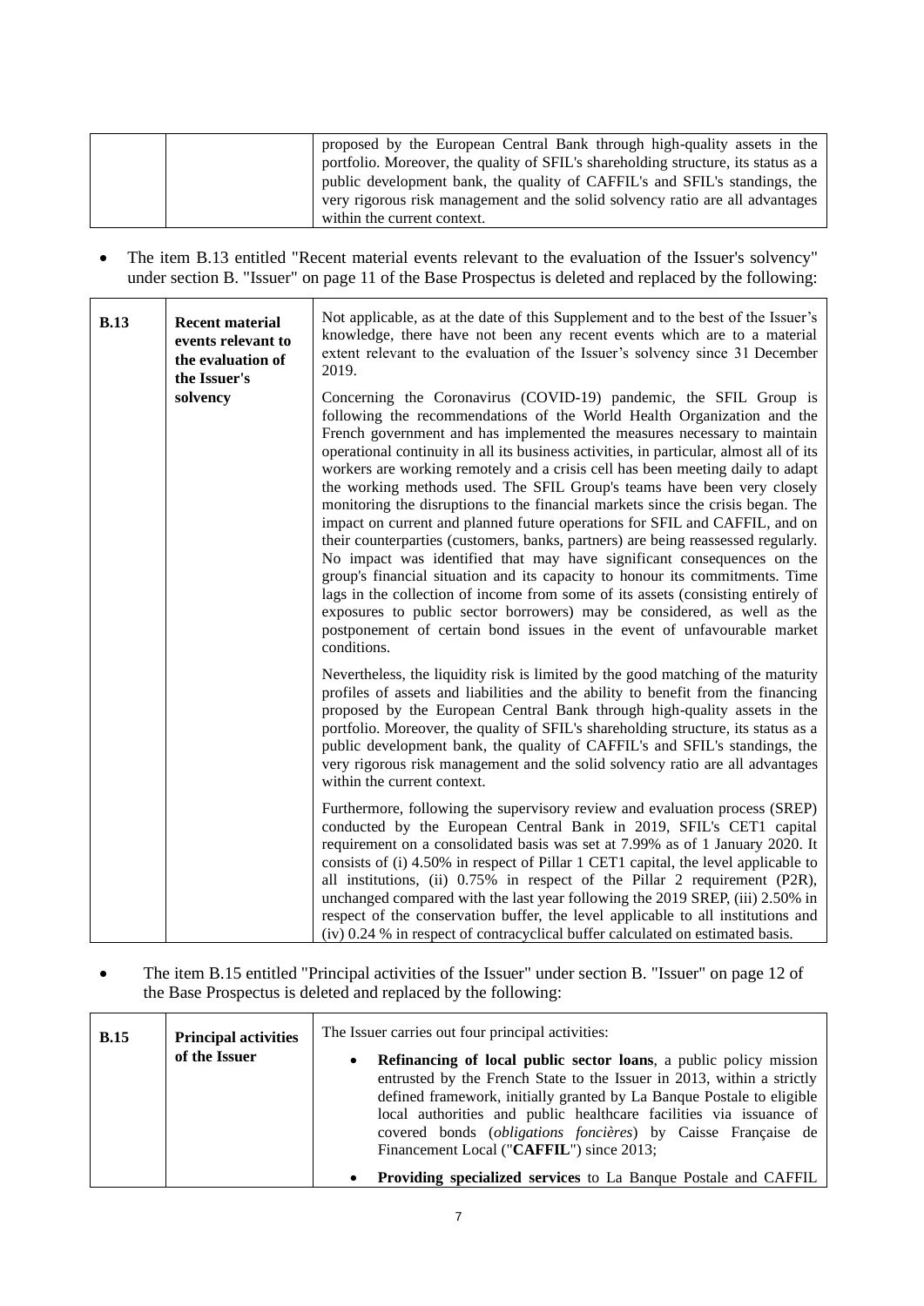| | | proposed by the European Central Bank through high-quality assets in the portfolio. Moreover, the quality of SFIL's shareholding structure, its status as a public development bank, the quality of CAFFIL's and SFIL's standings, the very rigorous risk management and the solid solvency ratio are all advantages within the current context. |
|---|---|---|

- The item B.13 entitled "Recent material events relevant to the evaluation of the Issuer's solvency" under section B. "Issuer" on page 11 of the Base Prospectus is deleted and replaced by the following:

| **B.13** | **Recent material events relevant to the evaluation of the Issuer's solvency** | Not applicable, as at the date of this Supplement and to the best of the Issuer's knowledge, there have not been any recent events which are to a material extent relevant to the evaluation of the Issuer's solvency since 31 December 2019.<br><br>Concerning the Coronavirus (COVID-19) pandemic, the SFIL Group is following the recommendations of the World Health Organization and the French government and has implemented the measures necessary to maintain operational continuity in all its business activities, in particular, almost all of its workers are working remotely and a crisis cell has been meeting daily to adapt the working methods used. The SFIL Group's teams have been very closely monitoring the disruptions to the financial markets since the crisis began. The impact on current and planned future operations for SFIL and CAFFIL, and on their counterparties (customers, banks, partners) are being reassessed regularly. No impact was identified that may have significant consequences on the group's financial situation and its capacity to honour its commitments. Time lags in the collection of income from some of its assets (consisting entirely of exposures to public sector borrowers) may be considered, as well as the postponement of certain bond issues in the event of unfavourable market conditions.<br><br>Nevertheless, the liquidity risk is limited by the good matching of the maturity profiles of assets and liabilities and the ability to benefit from the financing proposed by the European Central Bank through high-quality assets in the portfolio. Moreover, the quality of SFIL's shareholding structure, its status as a public development bank, the quality of CAFFIL's and SFIL's standings, the very rigorous risk management and the solid solvency ratio are all advantages within the current context.<br><br>Furthermore, following the supervisory review and evaluation process (SREP) conducted by the European Central Bank in 2019, SFIL's CET1 capital requirement on a consolidated basis was set at 7.99% as of 1 January 2020. It consists of (i) 4.50% in respect of Pillar 1 CET1 capital, the level applicable to all institutions, (ii) 0.75% in respect of the Pillar 2 requirement (P2R), unchanged compared with the last year following the 2019 SREP, (iii) 2.50% in respect of the conservation buffer, the level applicable to all institutions and (iv) 0.24 % in respect of contracyclical buffer calculated on estimated basis. |
|---|---|---|

- The item B.15 entitled "Principal activities of the Issuer" under section B. "Issuer" on page 12 of the Base Prospectus is deleted and replaced by the following:

| **B.15** | **Principal activities of the Issuer** | The Issuer carries out four principal activities:<br><br>• **Refinancing of local public sector loans**, a public policy mission entrusted by the French State to the Issuer in 2013, within a strictly defined framework, initially granted by La Banque Postale to eligible local authorities and public healthcare facilities via issuance of covered bonds (*obligations foncières*) by Caisse Française de Financement Local ("**CAFFIL**") since 2013;<br><br>• **Providing specialized services** to La Banque Postale and CAFFIL |
|---|---|---|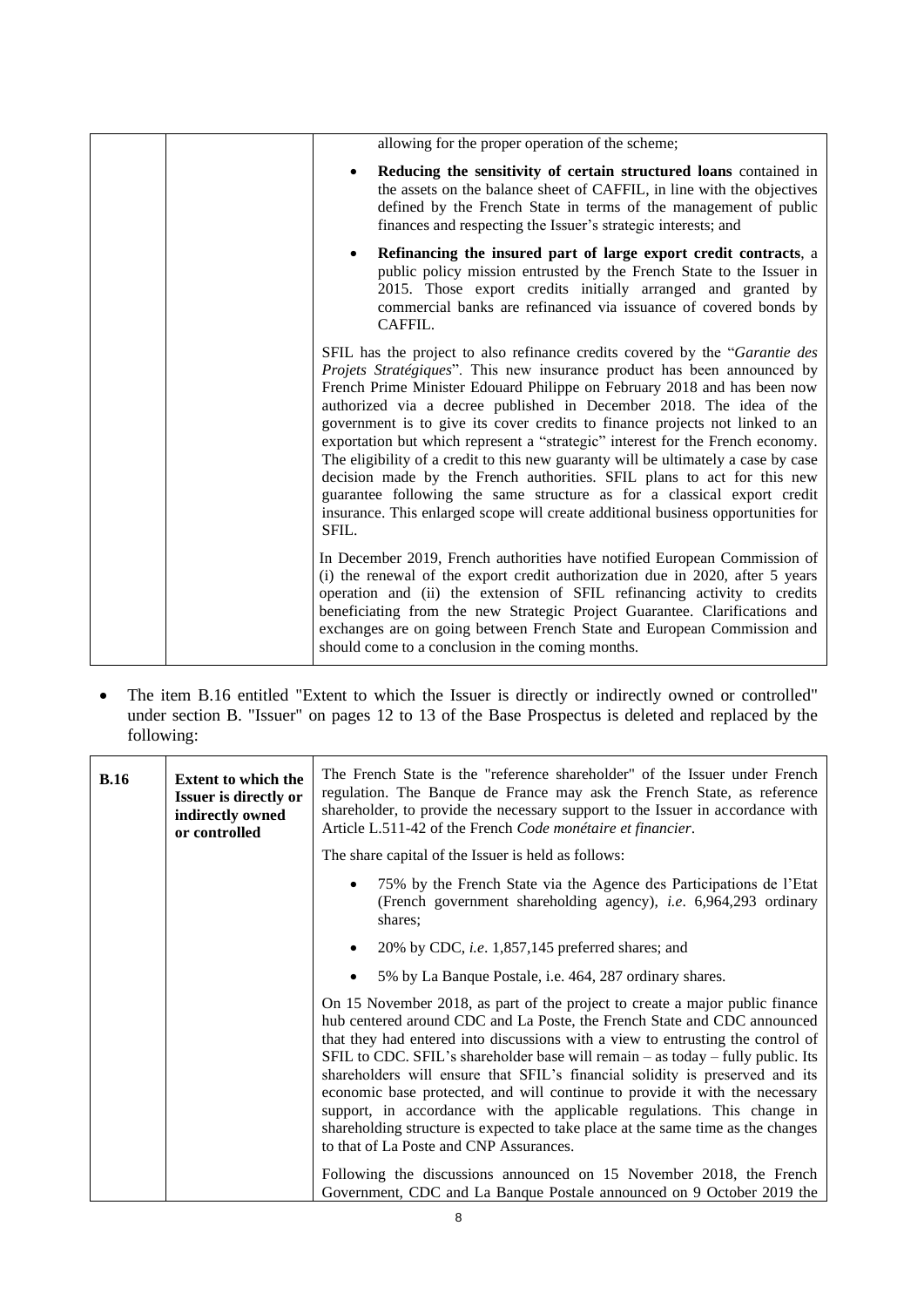| | | allowing for the proper operation of the scheme;<br>• **Reducing the sensitivity of certain structured loans** contained in the assets on the balance sheet of CAFFIL, in line with the objectives defined by the French State in terms of the management of public finances and respecting the Issuer's strategic interests; and<br>• **Refinancing the insured part of large export credit contracts**, a public policy mission entrusted by the French State to the Issuer in 2015. Those export credits initially arranged and granted by commercial banks are refinanced via issuance of covered bonds by CAFFIL.<br><br>SFIL has the project to also refinance credits covered by the "*Garantie des Projets Stratégiques*". This new insurance product has been announced by French Prime Minister Edouard Philippe on February 2018 and has been now authorized via a decree published in December 2018. The idea of the government is to give its cover credits to finance projects not linked to an exportation but which represent a "strategic" interest for the French economy. The eligibility of a credit to this new guaranty will be ultimately a case by case decision made by the French authorities. SFIL plans to act for this new guarantee following the same structure as for a classical export credit insurance. This enlarged scope will create additional business opportunities for SFIL.<br><br>In December 2019, French authorities have notified European Commission of (i) the renewal of the export credit authorization due in 2020, after 5 years operation and (ii) the extension of SFIL refinancing activity to credits beneficiating from the new Strategic Project Guarantee. Clarifications and exchanges are on going between French State and European Commission and should come to a conclusion in the coming months. |
|---|---|---|

- The item B.16 entitled "Extent to which the Issuer is directly or indirectly owned or controlled" under section B. "Issuer" on pages 12 to 13 of the Base Prospectus is deleted and replaced by the following:

| **B.16** | **Extent to which the Issuer is directly or indirectly owned or controlled** | The French State is the "reference shareholder" of the Issuer under French regulation. The Banque de France may ask the French State, as reference shareholder, to provide the necessary support to the Issuer in accordance with Article L.511-42 of the French *Code monétaire et financier*.<br><br>The share capital of the Issuer is held as follows:<br>• 75% by the French State via the Agence des Participations de l'Etat (French government shareholding agency), *i.e*. 6,964,293 ordinary shares;<br>• 20% by CDC, *i.e*. 1,857,145 preferred shares; and<br>• 5% by La Banque Postale, i.e. 464, 287 ordinary shares.<br><br>On 15 November 2018, as part of the project to create a major public finance hub centered around CDC and La Poste, the French State and CDC announced that they had entered into discussions with a view to entrusting the control of SFIL to CDC. SFIL's shareholder base will remain – as today – fully public. Its shareholders will ensure that SFIL's financial solidity is preserved and its economic base protected, and will continue to provide it with the necessary support, in accordance with the applicable regulations. This change in shareholding structure is expected to take place at the same time as the changes to that of La Poste and CNP Assurances.<br><br>Following the discussions announced on 15 November 2018, the French Government, CDC and La Banque Postale announced on 9 October 2019 the |
|---|---|---|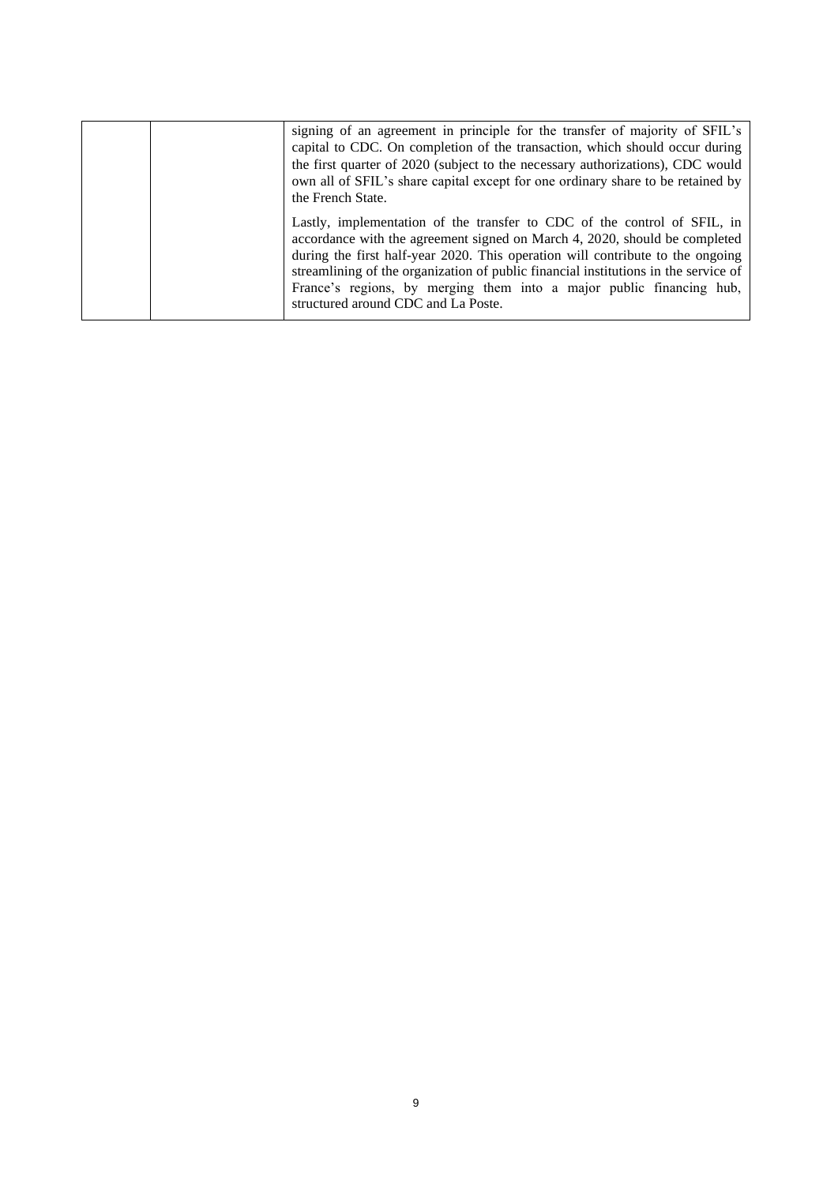| | | signing of an agreement in principle for the transfer of majority of SFIL's capital to CDC. On completion of the transaction, which should occur during the first quarter of 2020 (subject to the necessary authorizations), CDC would own all of SFIL's share capital except for one ordinary share to be retained by the French State.<br><br>Lastly, implementation of the transfer to CDC of the control of SFIL, in accordance with the agreement signed on March 4, 2020, should be completed during the first half-year 2020. This operation will contribute to the ongoing streamlining of the organization of public financial institutions in the service of France's regions, by merging them into a major public financing hub, structured around CDC and La Poste. |
|---|---|---|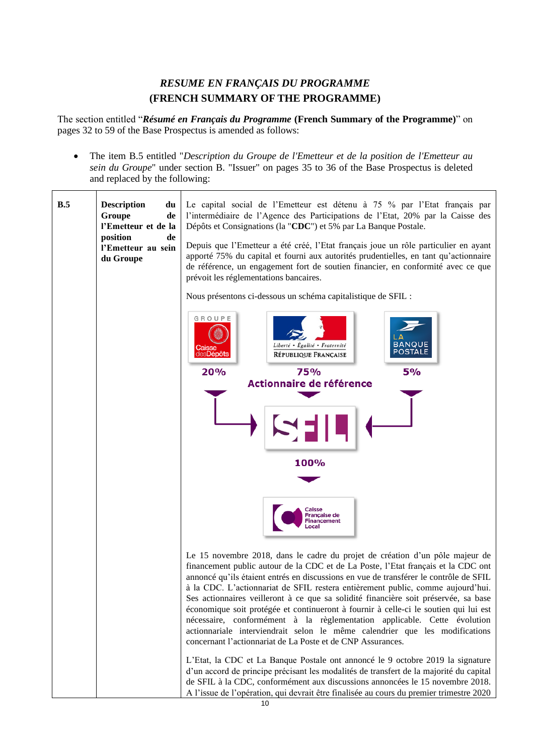## *RESUME EN FRANÇAIS DU PROGRAMME*
## (FRENCH SUMMARY OF THE PROGRAMME)

The section entitled "***Résumé en Français du Programme*** **(French Summary of the Programme)**" on pages 32 to 59 of the Base Prospectus is amended as follows:

- The item B.5 entitled "*Description du Groupe de l'Emetteur et de la position de l'Emetteur au sein du Groupe*" under section B. "Issuer" on pages 35 to 36 of the Base Prospectus is deleted and replaced by the following:

| | | |
|---|---|---|
| **B.5** | **Description du Groupe de l'Emetteur et de la position de l'Emetteur au sein du Groupe** | Le capital social de l'Emetteur est détenu à 75 % par l'Etat français par l'intermédiaire de l'Agence des Participations de l'Etat, 20% par la Caisse des Dépôts et Consignations (la "**CDC**") et 5% par La Banque Postale.<br><br>Depuis que l'Emetteur a été créé, l'Etat français joue un rôle particulier en ayant apporté 75% du capital et fourni aux autorités prudentielles, en tant qu'actionnaire de référence, un engagement fort de soutien financier, en conformité avec ce que prévoit les réglementations bancaires.<br><br>Nous présentons ci-dessous un schéma capitalistique de SFIL :<br><br>GROUPE Caisse des Dépôts 20% — Liberté • Égalité • Fraternité RÉPUBLIQUE FRANÇAISE 75% Actionnaire de référence — LA BANQUE POSTALE 5%<br>→ SFIL<br>100%<br>→ Caisse Française de Financement Local<br><br>Le 15 novembre 2018, dans le cadre du projet de création d'un pôle majeur de financement public autour de la CDC et de La Poste, l'Etat français et la CDC ont annoncé qu'ils étaient entrés en discussions en vue de transférer le contrôle de SFIL à la CDC. L'actionnariat de SFIL restera entièrement public, comme aujourd'hui. Ses actionnaires veilleront à ce que sa solidité financière soit préservée, sa base économique soit protégée et continueront à fournir à celle-ci le soutien qui lui est nécessaire, conformément à la règlementation applicable. Cette évolution actionnariale interviendrait selon le même calendrier que les modifications concernant l'actionnariat de La Poste et de CNP Assurances.<br><br>L'Etat, la CDC et La Banque Postale ont annoncé le 9 octobre 2019 la signature d'un accord de principe précisant les modalités de transfert de la majorité du capital de SFIL à la CDC, conformément aux discussions annoncées le 15 novembre 2018. A l'issue de l'opération, qui devrait être finalisée au cours du premier trimestre 2020 |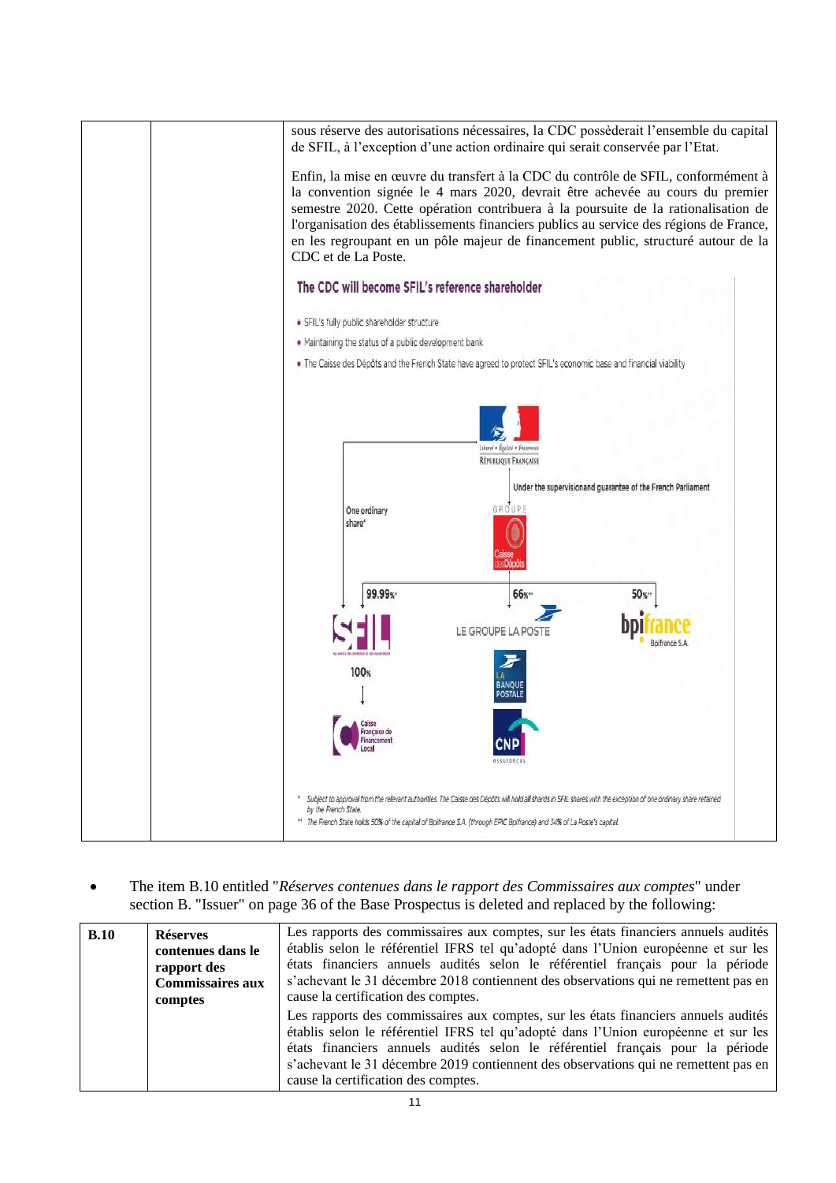| | | sous réserve des autorisations nécessaires, la CDC possèderait l'ensemble du capital de SFIL, à l'exception d'une action ordinaire qui serait conservée par l'Etat.<br><br>Enfin, la mise en œuvre du transfert à la CDC du contrôle de SFIL, conformément à la convention signée le 4 mars 2020, devrait être achevée au cours du premier semestre 2020. Cette opération contribuera à la poursuite de la rationalisation de l'organisation des établissements financiers publics au service des régions de France, en les regroupant en un pôle majeur de financement public, structuré autour de la CDC et de La Poste.<br><br>**The CDC will become SFIL's reference shareholder**<br><br>• SFIL's fully public shareholder structure<br>• Maintaining the status of a public development bank<br>• The Caisse des Dépôts and the French State have agreed to protect SFIL's economic base and financial viability<br><br>Liberté • Égalité • Fraternité<br>RÉPUBLIQUE FRANÇAISE<br>Under the supervisionand guarantee of the French Parliament<br>One ordinary share*<br>GROUPE Caisse desDépôts<br>99.99%* — SFIL — 100% — Caisse Française de Financement Local<br>66%** — LE GROUPE LA POSTE — LA BANQUE POSTALE — CNP assurances<br>50%** — bpifrance Bpifrance S.A.<br><br>* Subject to approval from the relevant authorities. The Caisse des Dépôts will hold all shards in SFIL shares with the exception of one ordinary share retained by the French State.<br>** The French State holds 50% of the capital of Bpifrance S.A. (through EPIC Bpifrance) and 34% of La Poste's capital. |
|---|---|---|

- The item B.10 entitled "*Réserves contenues dans le rapport des Commissaires aux comptes*" under section B. "Issuer" on page 36 of the Base Prospectus is deleted and replaced by the following:

| **B.10** | **Réserves contenues dans le rapport des Commissaires aux comptes** | Les rapports des commissaires aux comptes, sur les états financiers annuels audités établis selon le référentiel IFRS tel qu'adopté dans l'Union européenne et sur les états financiers annuels audités selon le référentiel français pour la période s'achevant le 31 décembre 2018 contiennent des observations qui ne remettent pas en cause la certification des comptes.<br><br>Les rapports des commissaires aux comptes, sur les états financiers annuels audités établis selon le référentiel IFRS tel qu'adopté dans l'Union européenne et sur les états financiers annuels audités selon le référentiel français pour la période s'achevant le 31 décembre 2019 contiennent des observations qui ne remettent pas en cause la certification des comptes. |
|---|---|---|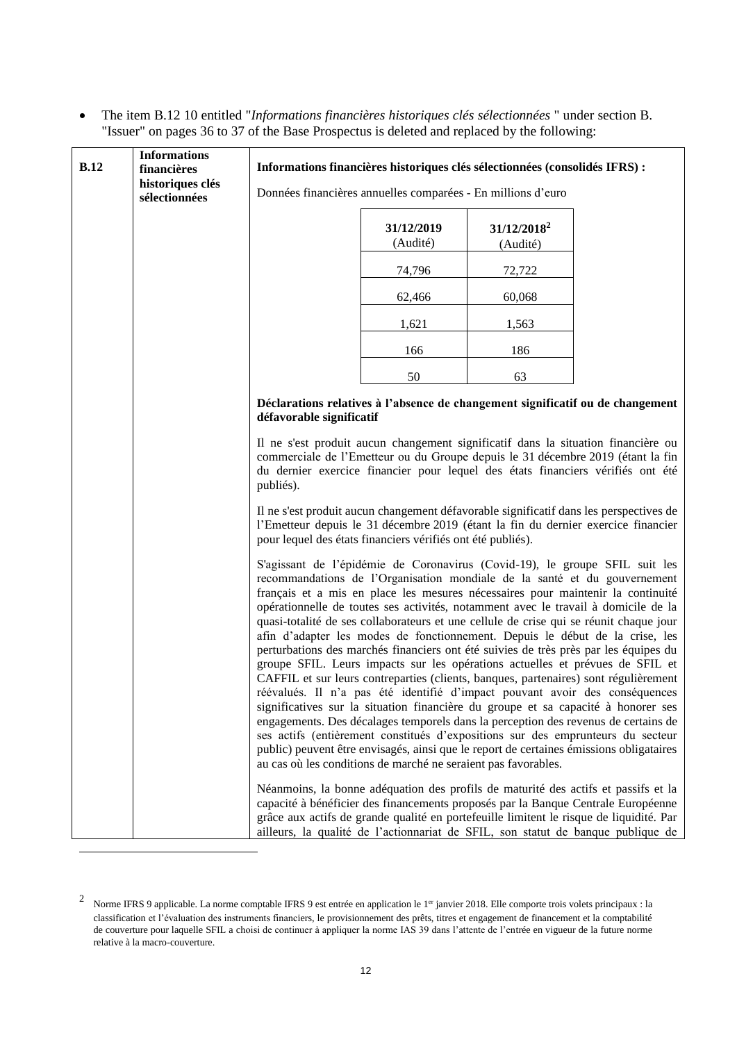- The item B.12 10 entitled "*Informations financières historiques clés sélectionnées* " under section B. "Issuer" on pages 36 to 37 of the Base Prospectus is deleted and replaced by the following:

| | | |
|---|---|---|
| **B.12** | **Informations financières historiques clés sélectionnées** | **Informations financières historiques clés sélectionnées (consolidés IFRS) :**<br><br>Données financières annuelles comparées - En millions d'euro |

| | 31/12/2019 (Audité) | 31/12/2018[2] (Audité) |
|---|---|---|
| | 74,796 | 72,722 |
| | 62,466 | 60,068 |
| | 1,621 | 1,563 |
| | 166 | 186 |
| | 50 | 63 |

**Déclarations relatives à l'absence de changement significatif ou de changement défavorable significatif**

Il ne s'est produit aucun changement significatif dans la situation financière ou commerciale de l'Emetteur ou du Groupe depuis le 31 décembre 2019 (étant la fin du dernier exercice financier pour lequel des états financiers vérifiés ont été publiés).

Il ne s'est produit aucun changement défavorable significatif dans les perspectives de l'Emetteur depuis le 31 décembre 2019 (étant la fin du dernier exercice financier pour lequel des états financiers vérifiés ont été publiés).

S'agissant de l'épidémie de Coronavirus (Covid-19), le groupe SFIL suit les recommandations de l'Organisation mondiale de la santé et du gouvernement français et a mis en place les mesures nécessaires pour maintenir la continuité opérationnelle de toutes ses activités, notamment avec le travail à domicile de la quasi-totalité de ses collaborateurs et une cellule de crise qui se réunit chaque jour afin d'adapter les modes de fonctionnement. Depuis le début de la crise, les perturbations des marchés financiers ont été suivies de très près par les équipes du groupe SFIL. Leurs impacts sur les opérations actuelles et prévues de SFIL et CAFFIL et sur leurs contreparties (clients, banques, partenaires) sont régulièrement réévalués. Il n'a pas été identifié d'impact pouvant avoir des conséquences significatives sur la situation financière du groupe et sa capacité à honorer ses engagements. Des décalages temporels dans la perception des revenus de certains de ses actifs (entièrement constitués d'expositions sur des emprunteurs du secteur public) peuvent être envisagés, ainsi que le report de certaines émissions obligataires au cas où les conditions de marché ne seraient pas favorables.

Néanmoins, la bonne adéquation des profils de maturité des actifs et passifs et la capacité à bénéficier des financements proposés par la Banque Centrale Européenne grâce aux actifs de grande qualité en portefeuille limitent le risque de liquidité. Par ailleurs, la qualité de l'actionnariat de SFIL, son statut de banque publique de

[2] Norme IFRS 9 applicable. La norme comptable IFRS 9 est entrée en application le 1er janvier 2018. Elle comporte trois volets principaux : la classification et l'évaluation des instruments financiers, le provisionnement des prêts, titres et engagement de financement et la comptabilité de couverture pour laquelle SFIL a choisi de continuer à appliquer la norme IAS 39 dans l'attente de l'entrée en vigueur de la future norme relative à la macro-couverture.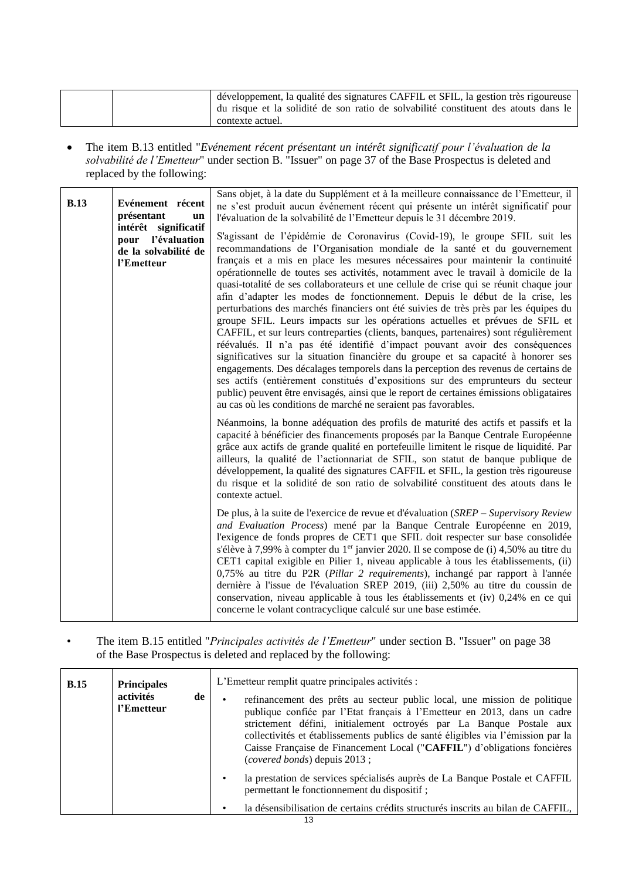| | | développement, la qualité des signatures CAFFIL et SFIL, la gestion très rigoureuse du risque et la solidité de son ratio de solvabilité constituent des atouts dans le contexte actuel. |
|---|---|---|

- The item B.13 entitled "*Evénement récent présentant un intérêt significatif pour l'évaluation de la solvabilité de l'Emetteur*" under section B. "Issuer" on page 37 of the Base Prospectus is deleted and replaced by the following:

| **B.13** | **Evénement récent présentant un intérêt significatif pour l'évaluation de la solvabilité de l'Emetteur** | Sans objet, à la date du Supplément et à la meilleure connaissance de l'Emetteur, il ne s'est produit aucun événement récent qui présente un intérêt significatif pour l'évaluation de la solvabilité de l'Emetteur depuis le 31 décembre 2019.<br><br>S'agissant de l'épidémie de Coronavirus (Covid-19), le groupe SFIL suit les recommandations de l'Organisation mondiale de la santé et du gouvernement français et a mis en place les mesures nécessaires pour maintenir la continuité opérationnelle de toutes ses activités, notamment avec le travail à domicile de la quasi-totalité de ses collaborateurs et une cellule de crise qui se réunit chaque jour afin d'adapter les modes de fonctionnement. Depuis le début de la crise, les perturbations des marchés financiers ont été suivies de très près par les équipes du groupe SFIL. Leurs impacts sur les opérations actuelles et prévues de SFIL et CAFFIL, et sur leurs contreparties (clients, banques, partenaires) sont régulièrement réévalués. Il n'a pas été identifié d'impact pouvant avoir des conséquences significatives sur la situation financière du groupe et sa capacité à honorer ses engagements. Des décalages temporels dans la perception des revenus de certains de ses actifs (entièrement constitués d'expositions sur des emprunteurs du secteur public) peuvent être envisagés, ainsi que le report de certaines émissions obligataires au cas où les conditions de marché ne seraient pas favorables.<br><br>Néanmoins, la bonne adéquation des profils de maturité des actifs et passifs et la capacité à bénéficier des financements proposés par la Banque Centrale Européenne grâce aux actifs de grande qualité en portefeuille limitent le risque de liquidité. Par ailleurs, la qualité de l'actionnariat de SFIL, son statut de banque publique de développement, la qualité des signatures CAFFIL et SFIL, la gestion très rigoureuse du risque et la solidité de son ratio de solvabilité constituent des atouts dans le contexte actuel.<br><br>De plus, à la suite de l'exercice de revue et d'évaluation (*SREP – Supervisory Review and Evaluation Process*) mené par la Banque Centrale Européenne en 2019, l'exigence de fonds propres de CET1 que SFIL doit respecter sur base consolidée s'élève à 7,99% à compter du 1[er] janvier 2020. Il se compose de (i) 4,50% au titre du CET1 capital exigible en Pilier 1, niveau applicable à tous les établissements, (ii) 0,75% au titre du P2R (*Pillar 2 requirements*), inchangé par rapport à l'année dernière à l'issue de l'évaluation SREP 2019, (iii) 2,50% au titre du coussin de conservation, niveau applicable à tous les établissements et (iv) 0,24% en ce qui concerne le volant contracyclique calculé sur une base estimée. |
|---|---|---|

- The item B.15 entitled "*Principales activités de l'Emetteur*" under section B. "Issuer" on page 38 of the Base Prospectus is deleted and replaced by the following:

| **B.15** | **Principales activités de l'Emetteur** | L'Emetteur remplit quatre principales activités :<br><br>• refinancement des prêts au secteur public local, une mission de politique publique confiée par l'Etat français à l'Emetteur en 2013, dans un cadre strictement défini, initialement octroyés par La Banque Postale aux collectivités et établissements publics de santé éligibles via l'émission par la Caisse Française de Financement Local ("**CAFFIL**") d'obligations foncières (*covered bonds*) depuis 2013 ;<br><br>• la prestation de services spécialisés auprès de La Banque Postale et CAFFIL permettant le fonctionnement du dispositif ;<br><br>• la désensibilisation de certains crédits structurés inscrits au bilan de CAFFIL, |
|---|---|---|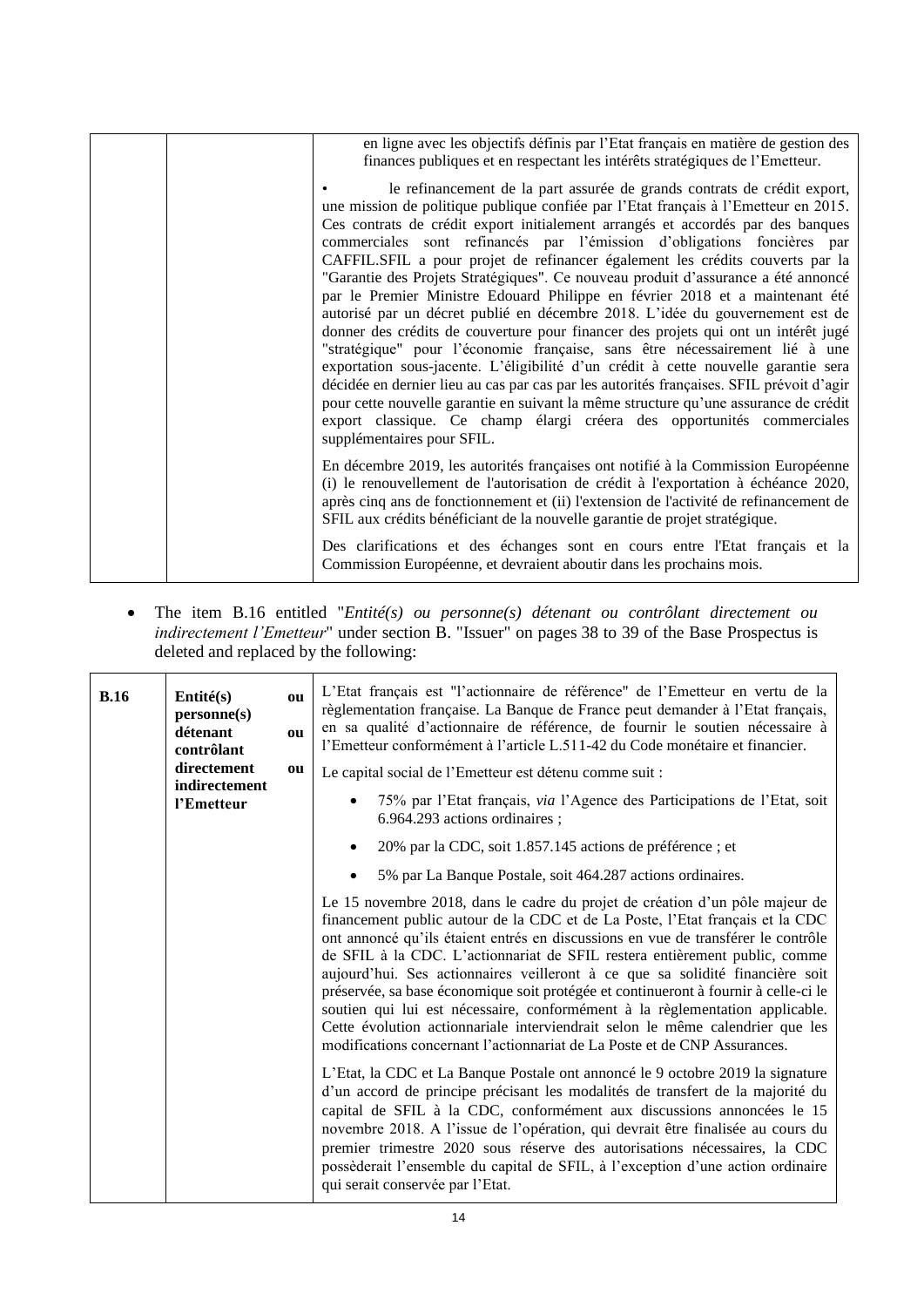| | | en ligne avec les objectifs définis par l'Etat français en matière de gestion des finances publiques et en respectant les intérêts stratégiques de l'Emetteur.<br><br>• le refinancement de la part assurée de grands contrats de crédit export, une mission de politique publique confiée par l'Etat français à l'Emetteur en 2015. Ces contrats de crédit export initialement arrangés et accordés par des banques commerciales sont refinancés par l'émission d'obligations foncières par CAFFIL.SFIL a pour projet de refinancer également les crédits couverts par la "Garantie des Projets Stratégiques". Ce nouveau produit d'assurance a été annoncé par le Premier Ministre Edouard Philippe en février 2018 et a maintenant été autorisé par un décret publié en décembre 2018. L'idée du gouvernement est de donner des crédits de couverture pour financer des projets qui ont un intérêt jugé "stratégique" pour l'économie française, sans être nécessairement lié à une exportation sous-jacente. L'éligibilité d'un crédit à cette nouvelle garantie sera décidée en dernier lieu au cas par cas par les autorités françaises. SFIL prévoit d'agir pour cette nouvelle garantie en suivant la même structure qu'une assurance de crédit export classique. Ce champ élargi créera des opportunités commerciales supplémentaires pour SFIL.<br><br>En décembre 2019, les autorités françaises ont notifié à la Commission Européenne (i) le renouvellement de l'autorisation de crédit à l'exportation à échéance 2020, après cinq ans de fonctionnement et (ii) l'extension de l'activité de refinancement de SFIL aux crédits bénéficiant de la nouvelle garantie de projet stratégique.<br><br>Des clarifications et des échanges sont en cours entre l'Etat français et la Commission Européenne, et devraient aboutir dans les prochains mois. |
|---|---|---|

- The item B.16 entitled "*Entité(s) ou personne(s) détenant ou contrôlant directement ou indirectement l'Emetteur*" under section B. "Issuer" on pages 38 to 39 of the Base Prospectus is deleted and replaced by the following:

| **B.16** | **Entité(s) ou personne(s) détenant ou contrôlant directement ou indirectement l'Emetteur** | L'Etat français est "l'actionnaire de référence" de l'Emetteur en vertu de la règlementation française. La Banque de France peut demander à l'Etat français, en sa qualité d'actionnaire de référence, de fournir le soutien nécessaire à l'Emetteur conformément à l'article L.511-42 du Code monétaire et financier.<br><br>Le capital social de l'Emetteur est détenu comme suit :<br><br>• 75% par l'Etat français, *via* l'Agence des Participations de l'Etat, soit 6.964.293 actions ordinaires ;<br>• 20% par la CDC, soit 1.857.145 actions de préférence ; et<br>• 5% par La Banque Postale, soit 464.287 actions ordinaires.<br><br>Le 15 novembre 2018, dans le cadre du projet de création d'un pôle majeur de financement public autour de la CDC et de La Poste, l'Etat français et la CDC ont annoncé qu'ils étaient entrés en discussions en vue de transférer le contrôle de SFIL à la CDC. L'actionnariat de SFIL restera entièrement public, comme aujourd'hui. Ses actionnaires veilleront à ce que sa solidité financière soit préservée, sa base économique soit protégée et continueront à fournir à celle-ci le soutien qui lui est nécessaire, conformément à la règlementation applicable. Cette évolution actionnariale interviendrait selon le même calendrier que les modifications concernant l'actionnariat de La Poste et de CNP Assurances.<br><br>L'Etat, la CDC et La Banque Postale ont annoncé le 9 octobre 2019 la signature d'un accord de principe précisant les modalités de transfert de la majorité du capital de SFIL à la CDC, conformément aux discussions annoncées le 15 novembre 2018. A l'issue de l'opération, qui devrait être finalisée au cours du premier trimestre 2020 sous réserve des autorisations nécessaires, la CDC possèderait l'ensemble du capital de SFIL, à l'exception d'une action ordinaire qui serait conservée par l'Etat. |
|---|---|---|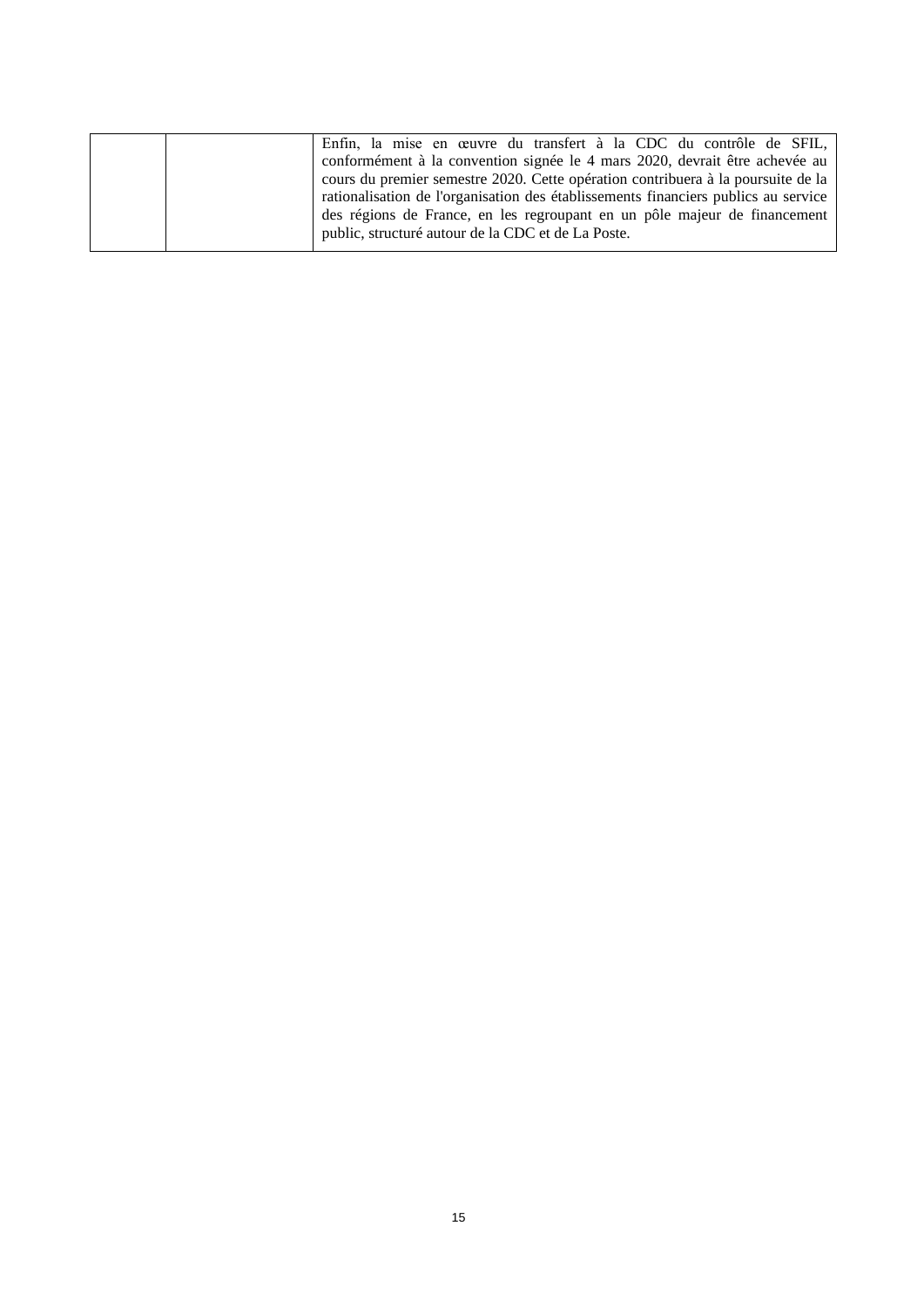| | | |
|---|---|---|
| | | Enfin, la mise en œuvre du transfert à la CDC du contrôle de SFIL, conformément à la convention signée le 4 mars 2020, devrait être achevée au cours du premier semestre 2020. Cette opération contribuera à la poursuite de la rationalisation de l'organisation des établissements financiers publics au service des régions de France, en les regroupant en un pôle majeur de financement public, structuré autour de la CDC et de La Poste. |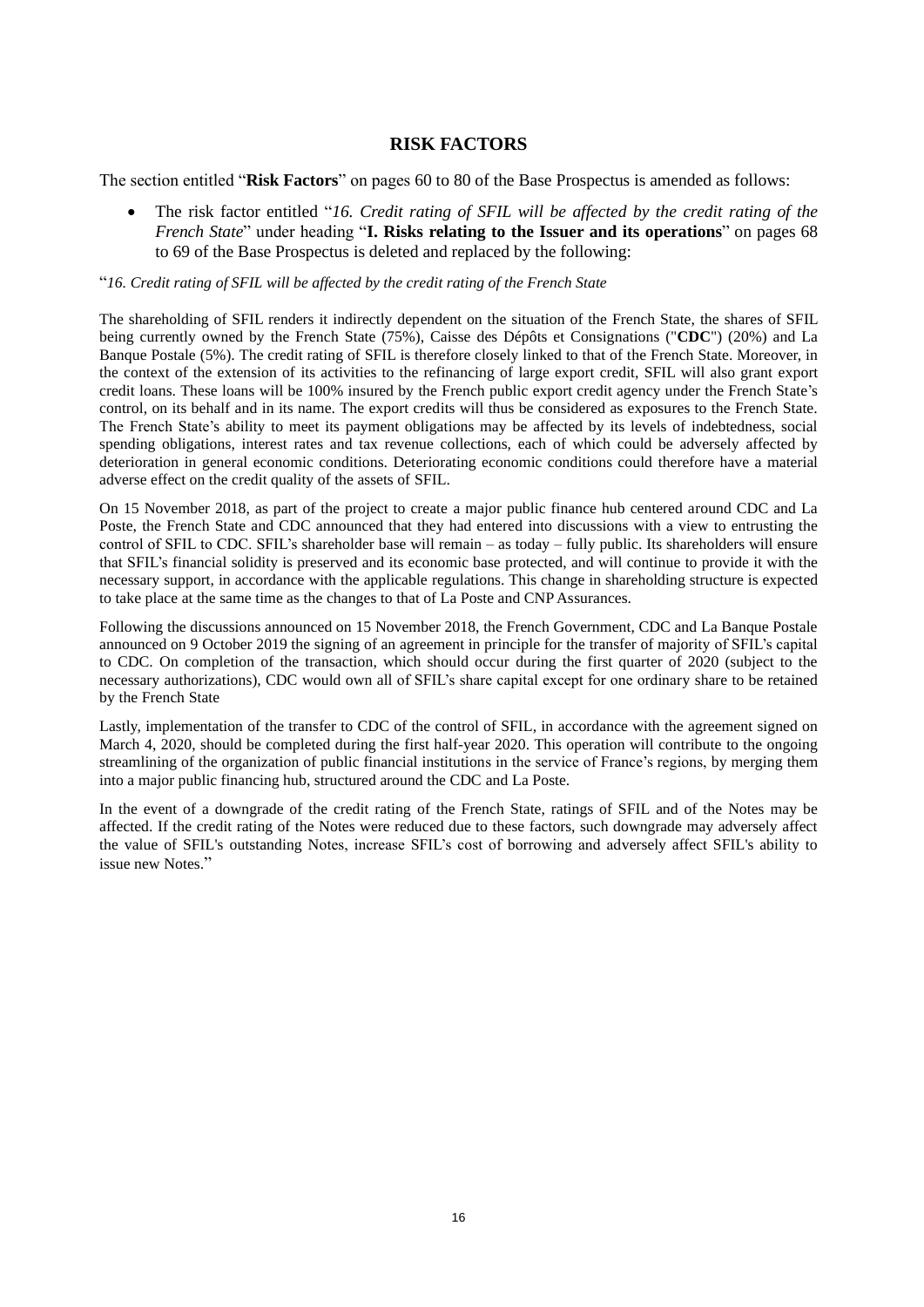## RISK FACTORS

The section entitled "**Risk Factors**" on pages 60 to 80 of the Base Prospectus is amended as follows:

- The risk factor entitled "*16. Credit rating of SFIL will be affected by the credit rating of the French State*" under heading "**I. Risks relating to the Issuer and its operations**" on pages 68 to 69 of the Base Prospectus is deleted and replaced by the following:

"*16. Credit rating of SFIL will be affected by the credit rating of the French State*

The shareholding of SFIL renders it indirectly dependent on the situation of the French State, the shares of SFIL being currently owned by the French State (75%), Caisse des Dépôts et Consignations ("**CDC**") (20%) and La Banque Postale (5%). The credit rating of SFIL is therefore closely linked to that of the French State. Moreover, in the context of the extension of its activities to the refinancing of large export credit, SFIL will also grant export credit loans. These loans will be 100% insured by the French public export credit agency under the French State's control, on its behalf and in its name. The export credits will thus be considered as exposures to the French State. The French State's ability to meet its payment obligations may be affected by its levels of indebtedness, social spending obligations, interest rates and tax revenue collections, each of which could be adversely affected by deterioration in general economic conditions. Deteriorating economic conditions could therefore have a material adverse effect on the credit quality of the assets of SFIL.

On 15 November 2018, as part of the project to create a major public finance hub centered around CDC and La Poste, the French State and CDC announced that they had entered into discussions with a view to entrusting the control of SFIL to CDC. SFIL's shareholder base will remain – as today – fully public. Its shareholders will ensure that SFIL's financial solidity is preserved and its economic base protected, and will continue to provide it with the necessary support, in accordance with the applicable regulations. This change in shareholding structure is expected to take place at the same time as the changes to that of La Poste and CNP Assurances.

Following the discussions announced on 15 November 2018, the French Government, CDC and La Banque Postale announced on 9 October 2019 the signing of an agreement in principle for the transfer of majority of SFIL's capital to CDC. On completion of the transaction, which should occur during the first quarter of 2020 (subject to the necessary authorizations), CDC would own all of SFIL's share capital except for one ordinary share to be retained by the French State

Lastly, implementation of the transfer to CDC of the control of SFIL, in accordance with the agreement signed on March 4, 2020, should be completed during the first half-year 2020. This operation will contribute to the ongoing streamlining of the organization of public financial institutions in the service of France's regions, by merging them into a major public financing hub, structured around the CDC and La Poste.

In the event of a downgrade of the credit rating of the French State, ratings of SFIL and of the Notes may be affected. If the credit rating of the Notes were reduced due to these factors, such downgrade may adversely affect the value of SFIL's outstanding Notes, increase SFIL's cost of borrowing and adversely affect SFIL's ability to issue new Notes."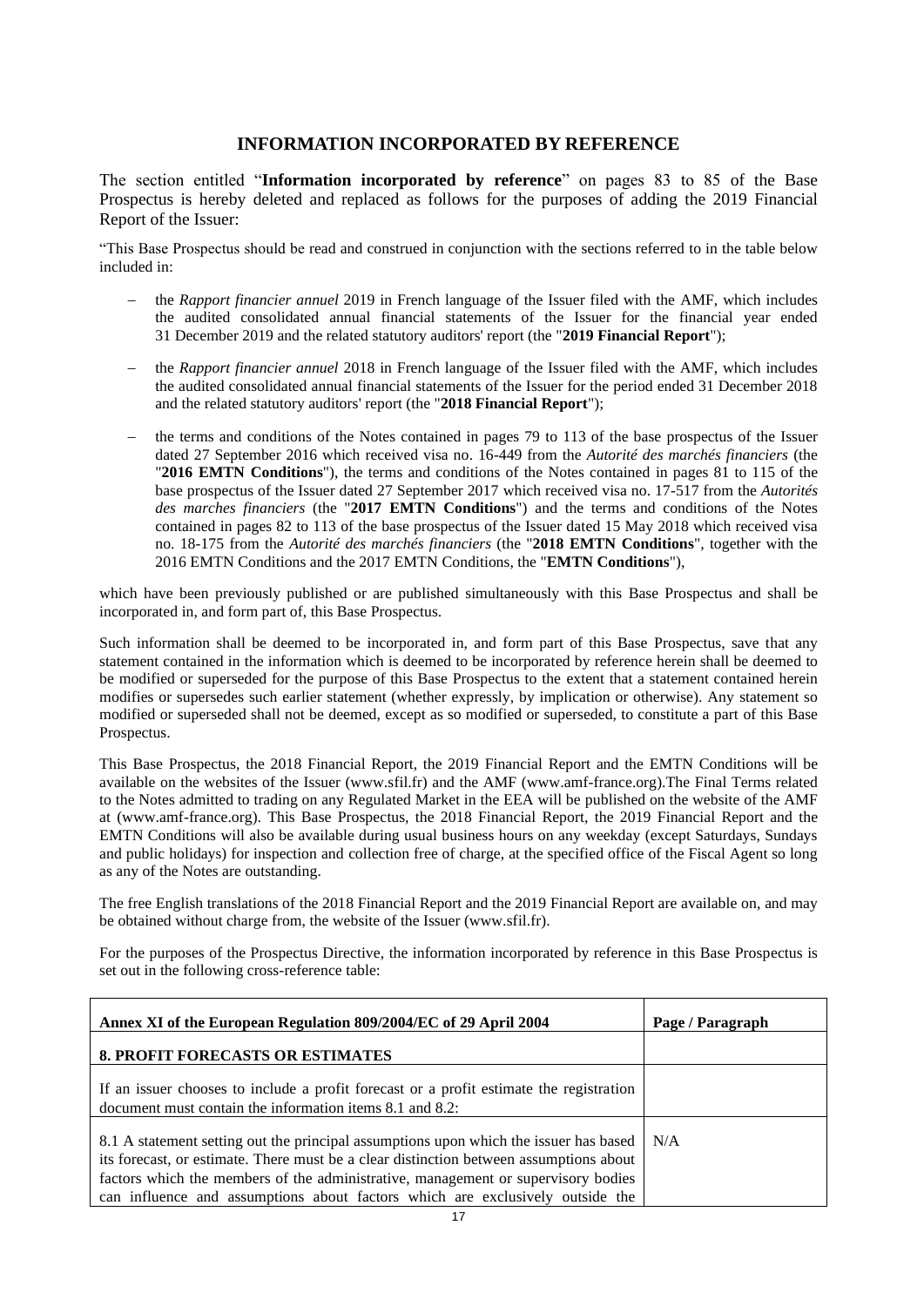## INFORMATION INCORPORATED BY REFERENCE

The section entitled "**Information incorporated by reference**" on pages 83 to 85 of the Base Prospectus is hereby deleted and replaced as follows for the purposes of adding the 2019 Financial Report of the Issuer:

"This Base Prospectus should be read and construed in conjunction with the sections referred to in the table below included in:

- the *Rapport financier annuel* 2019 in French language of the Issuer filed with the AMF, which includes the audited consolidated annual financial statements of the Issuer for the financial year ended 31 December 2019 and the related statutory auditors' report (the "**2019 Financial Report**");
- the *Rapport financier annuel* 2018 in French language of the Issuer filed with the AMF, which includes the audited consolidated annual financial statements of the Issuer for the period ended 31 December 2018 and the related statutory auditors' report (the "**2018 Financial Report**");
- the terms and conditions of the Notes contained in pages 79 to 113 of the base prospectus of the Issuer dated 27 September 2016 which received visa no. 16-449 from the *Autorité des marchés financiers* (the "**2016 EMTN Conditions**"), the terms and conditions of the Notes contained in pages 81 to 115 of the base prospectus of the Issuer dated 27 September 2017 which received visa no. 17-517 from the *Autorités des marches financiers* (the "**2017 EMTN Conditions**") and the terms and conditions of the Notes contained in pages 82 to 113 of the base prospectus of the Issuer dated 15 May 2018 which received visa no. 18-175 from the *Autorité des marchés financiers* (the "**2018 EMTN Conditions**", together with the 2016 EMTN Conditions and the 2017 EMTN Conditions, the "**EMTN Conditions**"),

which have been previously published or are published simultaneously with this Base Prospectus and shall be incorporated in, and form part of, this Base Prospectus.

Such information shall be deemed to be incorporated in, and form part of this Base Prospectus, save that any statement contained in the information which is deemed to be incorporated by reference herein shall be deemed to be modified or superseded for the purpose of this Base Prospectus to the extent that a statement contained herein modifies or supersedes such earlier statement (whether expressly, by implication or otherwise). Any statement so modified or superseded shall not be deemed, except as so modified or superseded, to constitute a part of this Base Prospectus.

This Base Prospectus, the 2018 Financial Report, the 2019 Financial Report and the EMTN Conditions will be available on the websites of the Issuer (www.sfil.fr) and the AMF (www.amf-france.org).The Final Terms related to the Notes admitted to trading on any Regulated Market in the EEA will be published on the website of the AMF at (www.amf-france.org). This Base Prospectus, the 2018 Financial Report, the 2019 Financial Report and the EMTN Conditions will also be available during usual business hours on any weekday (except Saturdays, Sundays and public holidays) for inspection and collection free of charge, at the specified office of the Fiscal Agent so long as any of the Notes are outstanding.

The free English translations of the 2018 Financial Report and the 2019 Financial Report are available on, and may be obtained without charge from, the website of the Issuer (www.sfil.fr).

For the purposes of the Prospectus Directive, the information incorporated by reference in this Base Prospectus is set out in the following cross-reference table:

| **Annex XI of the European Regulation 809/2004/EC of 29 April 2004** | **Page / Paragraph** |
|---|---|
| **8. PROFIT FORECASTS OR ESTIMATES** | |
| If an issuer chooses to include a profit forecast or a profit estimate the registration document must contain the information items 8.1 and 8.2: | |
| 8.1 A statement setting out the principal assumptions upon which the issuer has based its forecast, or estimate. There must be a clear distinction between assumptions about factors which the members of the administrative, management or supervisory bodies can influence and assumptions about factors which are exclusively outside the | N/A |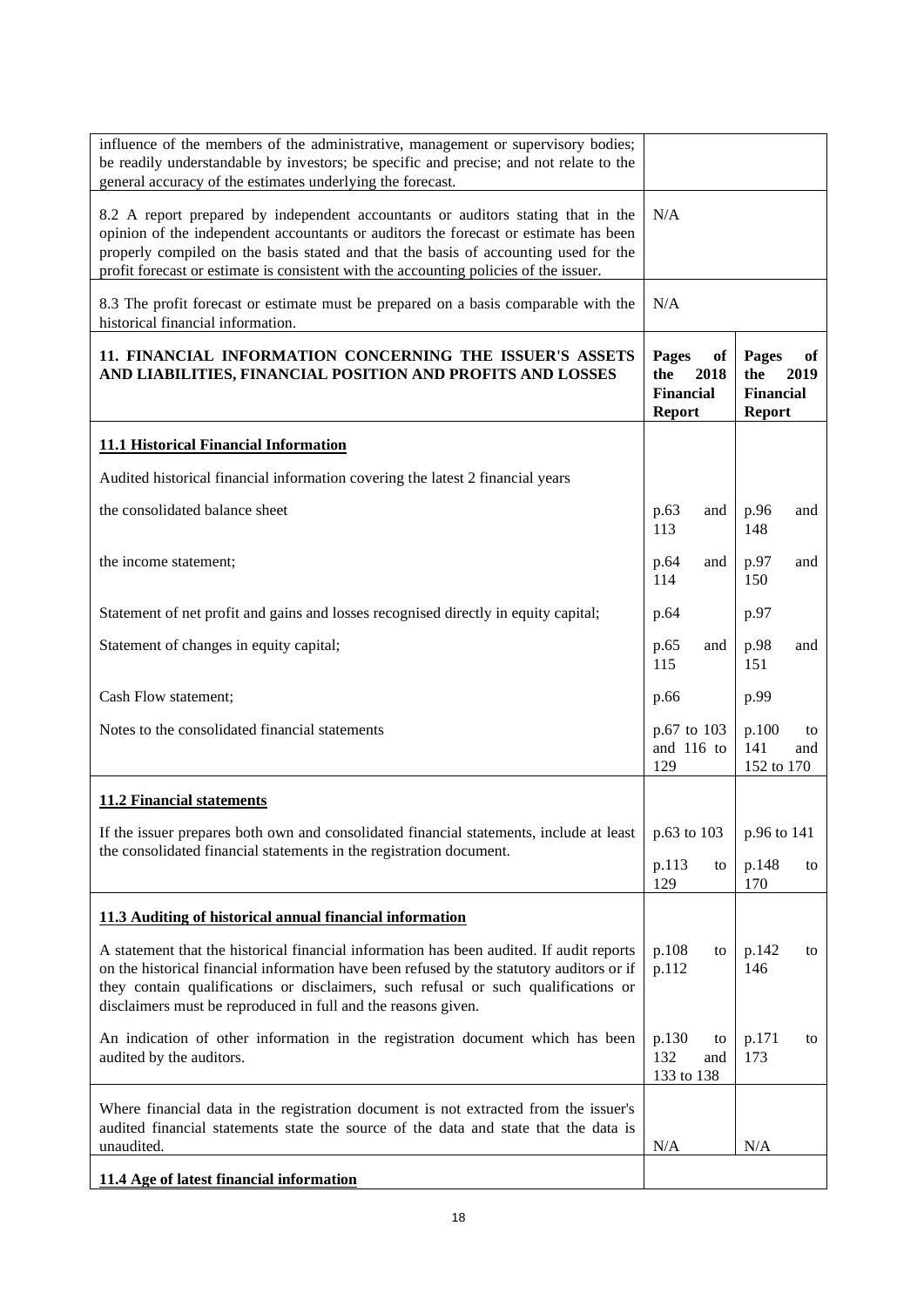| | | |
|---|---|---|
| influence of the members of the administrative, management or supervisory bodies; be readily understandable by investors; be specific and precise; and not relate to the general accuracy of the estimates underlying the forecast. | | |
| 8.2 A report prepared by independent accountants or auditors stating that in the opinion of the independent accountants or auditors the forecast or estimate has been properly compiled on the basis stated and that the basis of accounting used for the profit forecast or estimate is consistent with the accounting policies of the issuer. | N/A | |
| 8.3 The profit forecast or estimate must be prepared on a basis comparable with the historical financial information. | N/A | |
| **11. FINANCIAL INFORMATION CONCERNING THE ISSUER'S ASSETS AND LIABILITIES, FINANCIAL POSITION AND PROFITS AND LOSSES** | **Pages of the 2018 Financial Report** | **Pages of the 2019 Financial Report** |
| **11.1 Historical Financial Information** | | |
| Audited historical financial information covering the latest 2 financial years | | |
| the consolidated balance sheet | p.63 and 113 | p.96 and 148 |
| the income statement; | p.64 and 114 | p.97 and 150 |
| Statement of net profit and gains and losses recognised directly in equity capital; | p.64 | p.97 |
| Statement of changes in equity capital; | p.65 and 115 | p.98 and 151 |
| Cash Flow statement; | p.66 | p.99 |
| Notes to the consolidated financial statements | p.67 to 103 and 116 to 129 | p.100 to 141 and 152 to 170 |
| **11.2 Financial statements** | | |
| If the issuer prepares both own and consolidated financial statements, include at least the consolidated financial statements in the registration document. | p.63 to 103<br>p.113 to 129 | p.96 to 141<br>p.148 to 170 |
| **11.3 Auditing of historical annual financial information** | | |
| A statement that the historical financial information has been audited. If audit reports on the historical financial information have been refused by the statutory auditors or if they contain qualifications or disclaimers, such refusal or such qualifications or disclaimers must be reproduced in full and the reasons given. | p.108 to p.112 | p.142 to 146 |
| An indication of other information in the registration document which has been audited by the auditors. | p.130 to 132 and 133 to 138 | p.171 to 173 |
| Where financial data in the registration document is not extracted from the issuer's audited financial statements state the source of the data and state that the data is unaudited. | N/A | N/A |
| **11.4 Age of latest financial information** | | |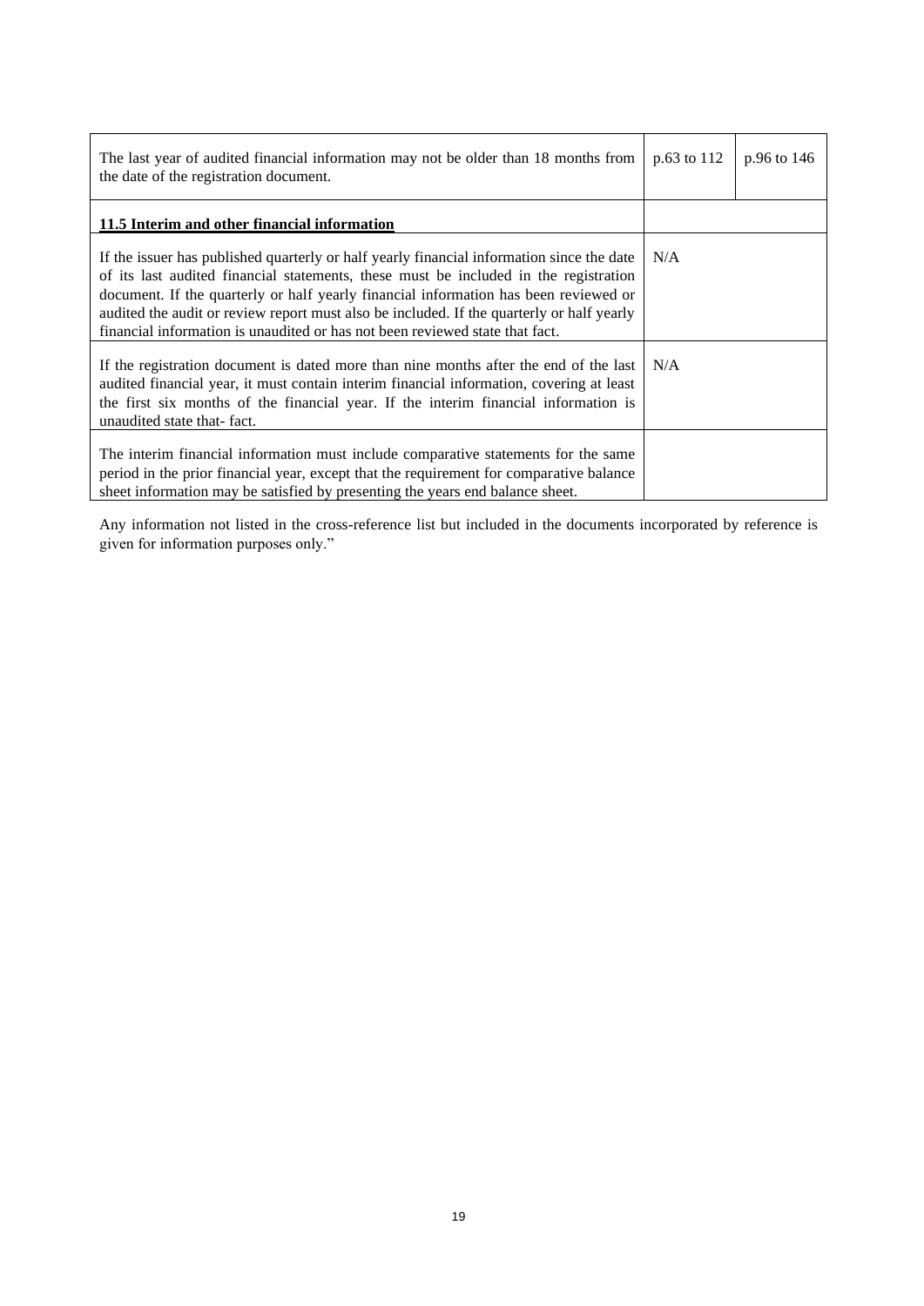| | | |
|---|---|---|
| The last year of audited financial information may not be older than 18 months from the date of the registration document. | p.63 to 112 | p.96 to 146 |
| **11.5 Interim and other financial information** | | |
| If the issuer has published quarterly or half yearly financial information since the date of its last audited financial statements, these must be included in the registration document. If the quarterly or half yearly financial information has been reviewed or audited the audit or review report must also be included. If the quarterly or half yearly financial information is unaudited or has not been reviewed state that fact. | N/A | |
| If the registration document is dated more than nine months after the end of the last audited financial year, it must contain interim financial information, covering at least the first six months of the financial year. If the interim financial information is unaudited state that- fact. | N/A | |
| The interim financial information must include comparative statements for the same period in the prior financial year, except that the requirement for comparative balance sheet information may be satisfied by presenting the years end balance sheet. | | |

Any information not listed in the cross-reference list but included in the documents incorporated by reference is given for information purposes only."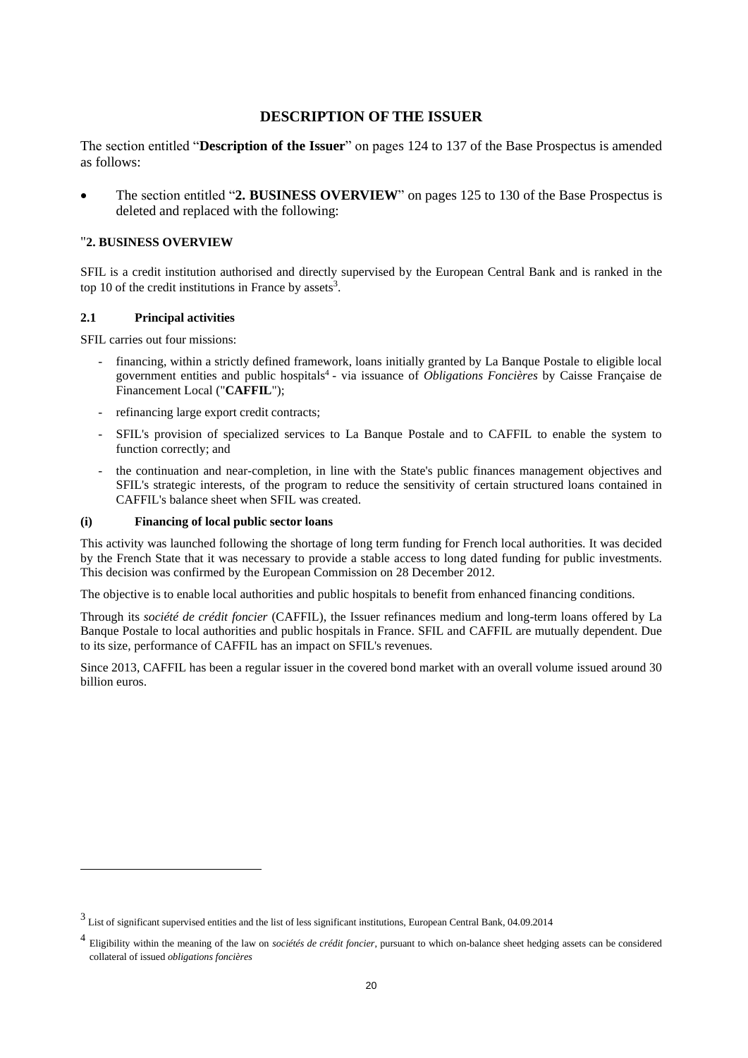# DESCRIPTION OF THE ISSUER

The section entitled "**Description of the Issuer**" on pages 124 to 137 of the Base Prospectus is amended as follows:

- The section entitled "**2. BUSINESS OVERVIEW**" on pages 125 to 130 of the Base Prospectus is deleted and replaced with the following:

**"2. BUSINESS OVERVIEW**

SFIL is a credit institution authorised and directly supervised by the European Central Bank and is ranked in the top 10 of the credit institutions in France by assets[3].

**2.1 Principal activities**

SFIL carries out four missions:

- financing, within a strictly defined framework, loans initially granted by La Banque Postale to eligible local government entities and public hospitals[4] - via issuance of *Obligations Foncières* by Caisse Française de Financement Local ("**CAFFIL**");
- refinancing large export credit contracts;
- SFIL's provision of specialized services to La Banque Postale and to CAFFIL to enable the system to function correctly; and
- the continuation and near-completion, in line with the State's public finances management objectives and SFIL's strategic interests, of the program to reduce the sensitivity of certain structured loans contained in CAFFIL's balance sheet when SFIL was created.

**(i) Financing of local public sector loans**

This activity was launched following the shortage of long term funding for French local authorities. It was decided by the French State that it was necessary to provide a stable access to long dated funding for public investments. This decision was confirmed by the European Commission on 28 December 2012.

The objective is to enable local authorities and public hospitals to benefit from enhanced financing conditions.

Through its *société de crédit foncier* (CAFFIL), the Issuer refinances medium and long-term loans offered by La Banque Postale to local authorities and public hospitals in France. SFIL and CAFFIL are mutually dependent. Due to its size, performance of CAFFIL has an impact on SFIL's revenues.

Since 2013, CAFFIL has been a regular issuer in the covered bond market with an overall volume issued around 30 billion euros.

---

[3] List of significant supervised entities and the list of less significant institutions, European Central Bank, 04.09.2014

[4] Eligibility within the meaning of the law on *sociétés de crédit foncier*, pursuant to which on-balance sheet hedging assets can be considered collateral of issued *obligations foncières*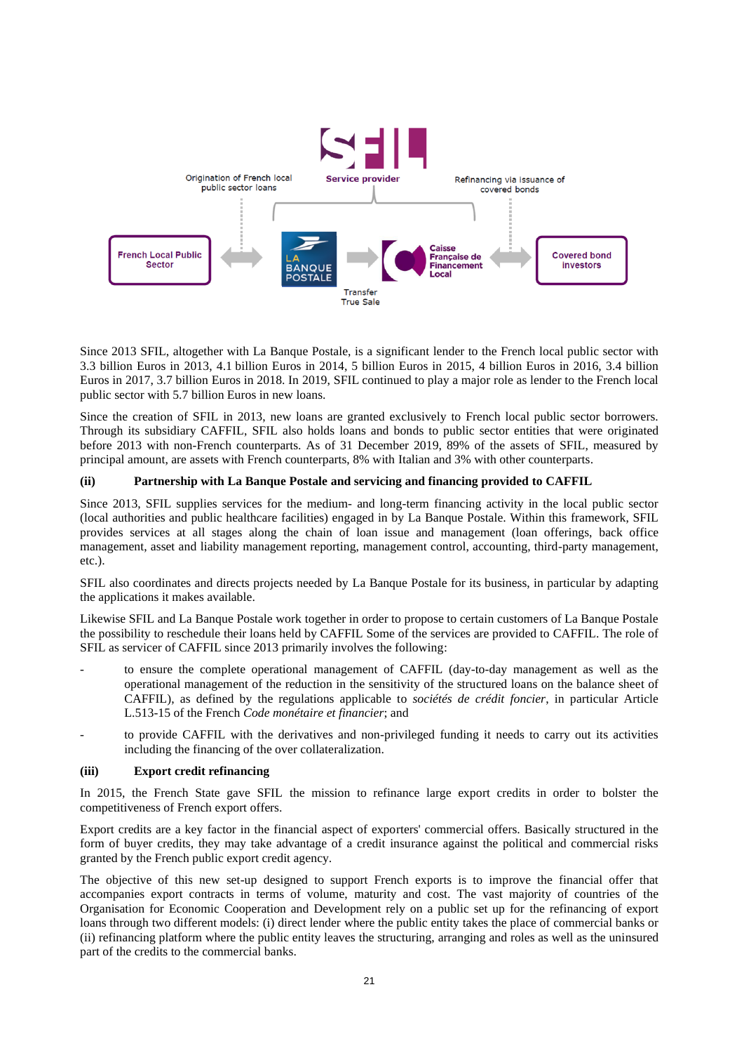Origination of French local public sector loans

Service provider

Refinancing via issuance of covered bonds

French Local Public Sector

Transfer True Sale

Covered bond investors

Since 2013 SFIL, altogether with La Banque Postale, is a significant lender to the French local public sector with 3.3 billion Euros in 2013, 4.1 billion Euros in 2014, 5 billion Euros in 2015, 4 billion Euros in 2016, 3.4 billion Euros in 2017, 3.7 billion Euros in 2018. In 2019, SFIL continued to play a major role as lender to the French local public sector with 5.7 billion Euros in new loans.

Since the creation of SFIL in 2013, new loans are granted exclusively to French local public sector borrowers. Through its subsidiary CAFFIL, SFIL also holds loans and bonds to public sector entities that were originated before 2013 with non-French counterparts. As of 31 December 2019, 89% of the assets of SFIL, measured by principal amount, are assets with French counterparts, 8% with Italian and 3% with other counterparts.

**(ii) Partnership with La Banque Postale and servicing and financing provided to CAFFIL**

Since 2013, SFIL supplies services for the medium- and long-term financing activity in the local public sector (local authorities and public healthcare facilities) engaged in by La Banque Postale. Within this framework, SFIL provides services at all stages along the chain of loan issue and management (loan offerings, back office management, asset and liability management reporting, management control, accounting, third-party management, etc.).

SFIL also coordinates and directs projects needed by La Banque Postale for its business, in particular by adapting the applications it makes available.

Likewise SFIL and La Banque Postale work together in order to propose to certain customers of La Banque Postale the possibility to reschedule their loans held by CAFFIL Some of the services are provided to CAFFIL. The role of SFIL as servicer of CAFFIL since 2013 primarily involves the following:

- to ensure the complete operational management of CAFFIL (day-to-day management as well as the operational management of the reduction in the sensitivity of the structured loans on the balance sheet of CAFFIL), as defined by the regulations applicable to *sociétés de crédit foncier*, in particular Article L.513-15 of the French *Code monétaire et financier*; and
- to provide CAFFIL with the derivatives and non-privileged funding it needs to carry out its activities including the financing of the over collateralization.

**(iii) Export credit refinancing**

In 2015, the French State gave SFIL the mission to refinance large export credits in order to bolster the competitiveness of French export offers.

Export credits are a key factor in the financial aspect of exporters' commercial offers. Basically structured in the form of buyer credits, they may take advantage of a credit insurance against the political and commercial risks granted by the French public export credit agency.

The objective of this new set-up designed to support French exports is to improve the financial offer that accompanies export contracts in terms of volume, maturity and cost. The vast majority of countries of the Organisation for Economic Cooperation and Development rely on a public set up for the refinancing of export loans through two different models: (i) direct lender where the public entity takes the place of commercial banks or (ii) refinancing platform where the public entity leaves the structuring, arranging and roles as well as the uninsured part of the credits to the commercial banks.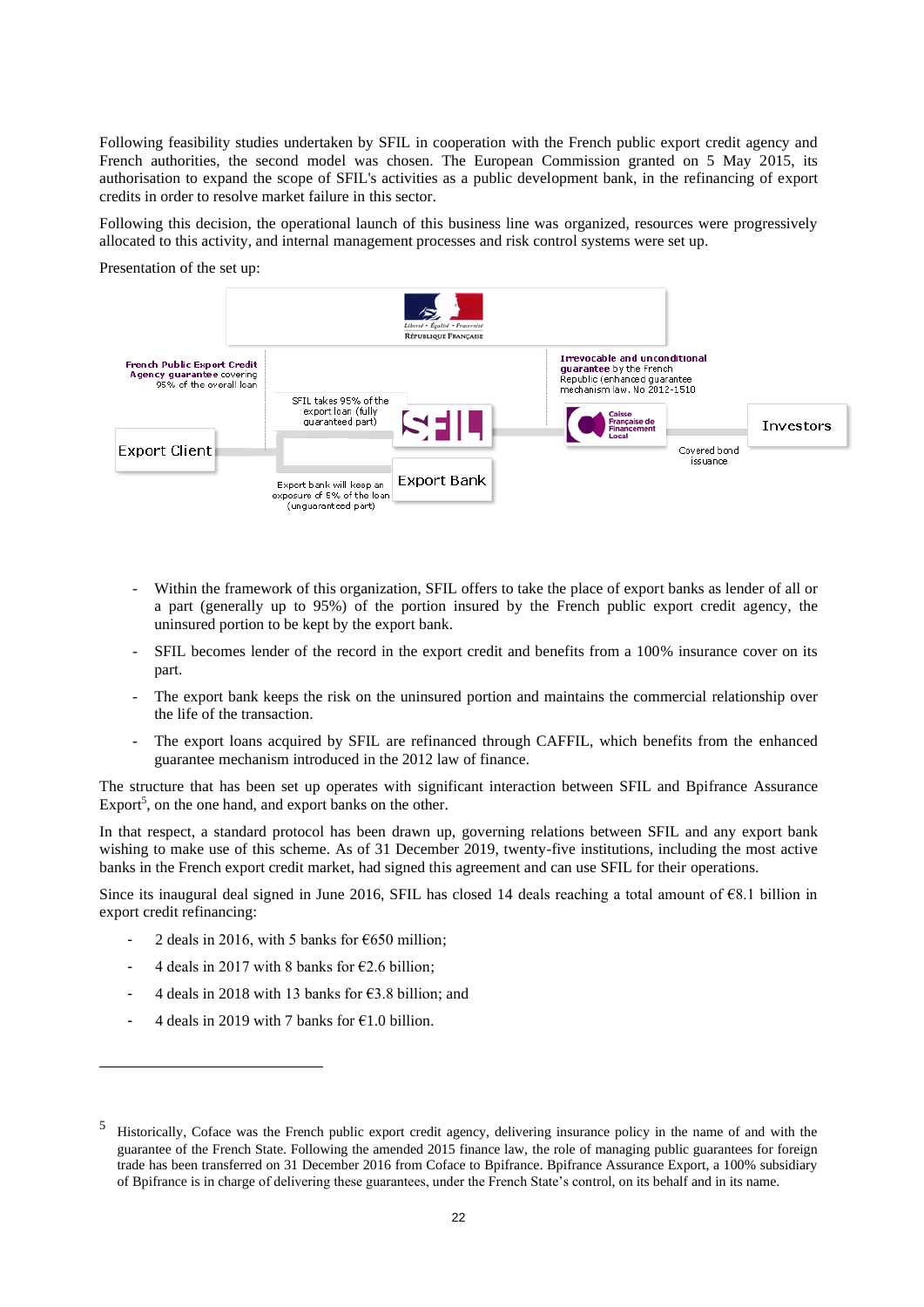Following feasibility studies undertaken by SFIL in cooperation with the French public export credit agency and French authorities, the second model was chosen. The European Commission granted on 5 May 2015, its authorisation to expand the scope of SFIL's activities as a public development bank, in the refinancing of export credits in order to resolve market failure in this sector.

Following this decision, the operational launch of this business line was organized, resources were progressively allocated to this activity, and internal management processes and risk control systems were set up.

Presentation of the set up:

- Within the framework of this organization, SFIL offers to take the place of export banks as lender of all or a part (generally up to 95%) of the portion insured by the French public export credit agency, the uninsured portion to be kept by the export bank.
- SFIL becomes lender of the record in the export credit and benefits from a 100% insurance cover on its part.
- The export bank keeps the risk on the uninsured portion and maintains the commercial relationship over the life of the transaction.
- The export loans acquired by SFIL are refinanced through CAFFIL, which benefits from the enhanced guarantee mechanism introduced in the 2012 law of finance.

The structure that has been set up operates with significant interaction between SFIL and Bpifrance Assurance Export[5], on the one hand, and export banks on the other.

In that respect, a standard protocol has been drawn up, governing relations between SFIL and any export bank wishing to make use of this scheme. As of 31 December 2019, twenty-five institutions, including the most active banks in the French export credit market, had signed this agreement and can use SFIL for their operations.

Since its inaugural deal signed in June 2016, SFIL has closed 14 deals reaching a total amount of €8.1 billion in export credit refinancing:

- 2 deals in 2016, with 5 banks for €650 million;
- 4 deals in 2017 with 8 banks for €2.6 billion;
- 4 deals in 2018 with 13 banks for €3.8 billion; and
- 4 deals in 2019 with 7 banks for €1.0 billion.

---

[5] Historically, Coface was the French public export credit agency, delivering insurance policy in the name of and with the guarantee of the French State. Following the amended 2015 finance law, the role of managing public guarantees for foreign trade has been transferred on 31 December 2016 from Coface to Bpifrance. Bpifrance Assurance Export, a 100% subsidiary of Bpifrance is in charge of delivering these guarantees, under the French State's control, on its behalf and in its name.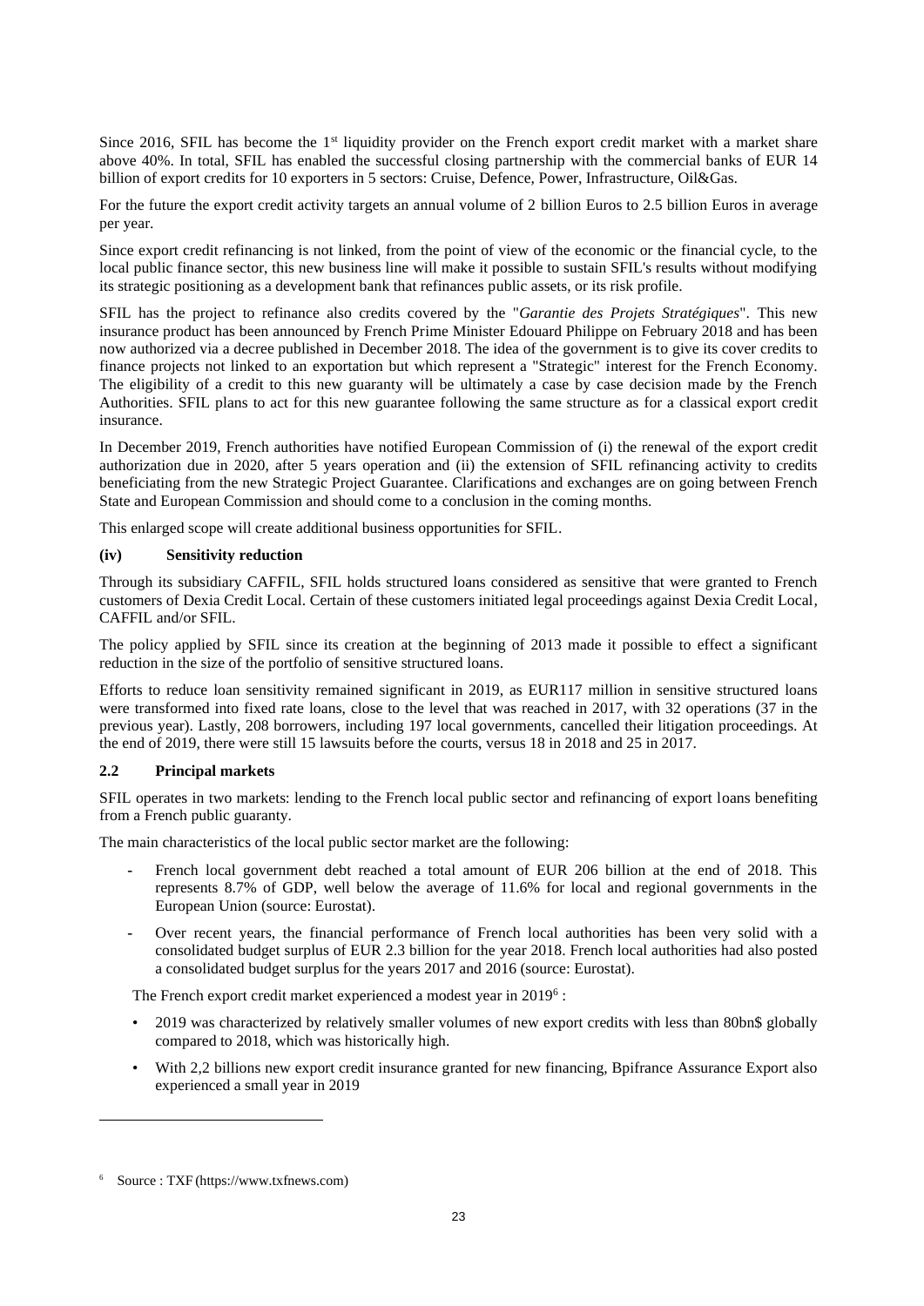Since 2016, SFIL has become the 1st liquidity provider on the French export credit market with a market share above 40%. In total, SFIL has enabled the successful closing partnership with the commercial banks of EUR 14 billion of export credits for 10 exporters in 5 sectors: Cruise, Defence, Power, Infrastructure, Oil&Gas.

For the future the export credit activity targets an annual volume of 2 billion Euros to 2.5 billion Euros in average per year.

Since export credit refinancing is not linked, from the point of view of the economic or the financial cycle, to the local public finance sector, this new business line will make it possible to sustain SFIL's results without modifying its strategic positioning as a development bank that refinances public assets, or its risk profile.

SFIL has the project to refinance also credits covered by the "*Garantie des Projets Stratégiques*". This new insurance product has been announced by French Prime Minister Edouard Philippe on February 2018 and has been now authorized via a decree published in December 2018. The idea of the government is to give its cover credits to finance projects not linked to an exportation but which represent a "Strategic" interest for the French Economy. The eligibility of a credit to this new guaranty will be ultimately a case by case decision made by the French Authorities. SFIL plans to act for this new guarantee following the same structure as for a classical export credit insurance.

In December 2019, French authorities have notified European Commission of (i) the renewal of the export credit authorization due in 2020, after 5 years operation and (ii) the extension of SFIL refinancing activity to credits beneficiating from the new Strategic Project Guarantee. Clarifications and exchanges are on going between French State and European Commission and should come to a conclusion in the coming months.

This enlarged scope will create additional business opportunities for SFIL.

**(iv) Sensitivity reduction**

Through its subsidiary CAFFIL, SFIL holds structured loans considered as sensitive that were granted to French customers of Dexia Credit Local. Certain of these customers initiated legal proceedings against Dexia Credit Local, CAFFIL and/or SFIL.

The policy applied by SFIL since its creation at the beginning of 2013 made it possible to effect a significant reduction in the size of the portfolio of sensitive structured loans.

Efforts to reduce loan sensitivity remained significant in 2019, as EUR117 million in sensitive structured loans were transformed into fixed rate loans, close to the level that was reached in 2017, with 32 operations (37 in the previous year). Lastly, 208 borrowers, including 197 local governments, cancelled their litigation proceedings. At the end of 2019, there were still 15 lawsuits before the courts, versus 18 in 2018 and 25 in 2017.

## 2.2 Principal markets

SFIL operates in two markets: lending to the French local public sector and refinancing of export loans benefiting from a French public guaranty.

The main characteristics of the local public sector market are the following:

- French local government debt reached a total amount of EUR 206 billion at the end of 2018. This represents 8.7% of GDP, well below the average of 11.6% for local and regional governments in the European Union (source: Eurostat).
- Over recent years, the financial performance of French local authorities has been very solid with a consolidated budget surplus of EUR 2.3 billion for the year 2018. French local authorities had also posted a consolidated budget surplus for the years 2017 and 2016 (source: Eurostat).

The French export credit market experienced a modest year in 2019[6] :

- 2019 was characterized by relatively smaller volumes of new export credits with less than 80bn$ globally compared to 2018, which was historically high.
- With 2,2 billions new export credit insurance granted for new financing, Bpifrance Assurance Export also experienced a small year in 2019

[6] Source : TXF (https://www.txfnews.com)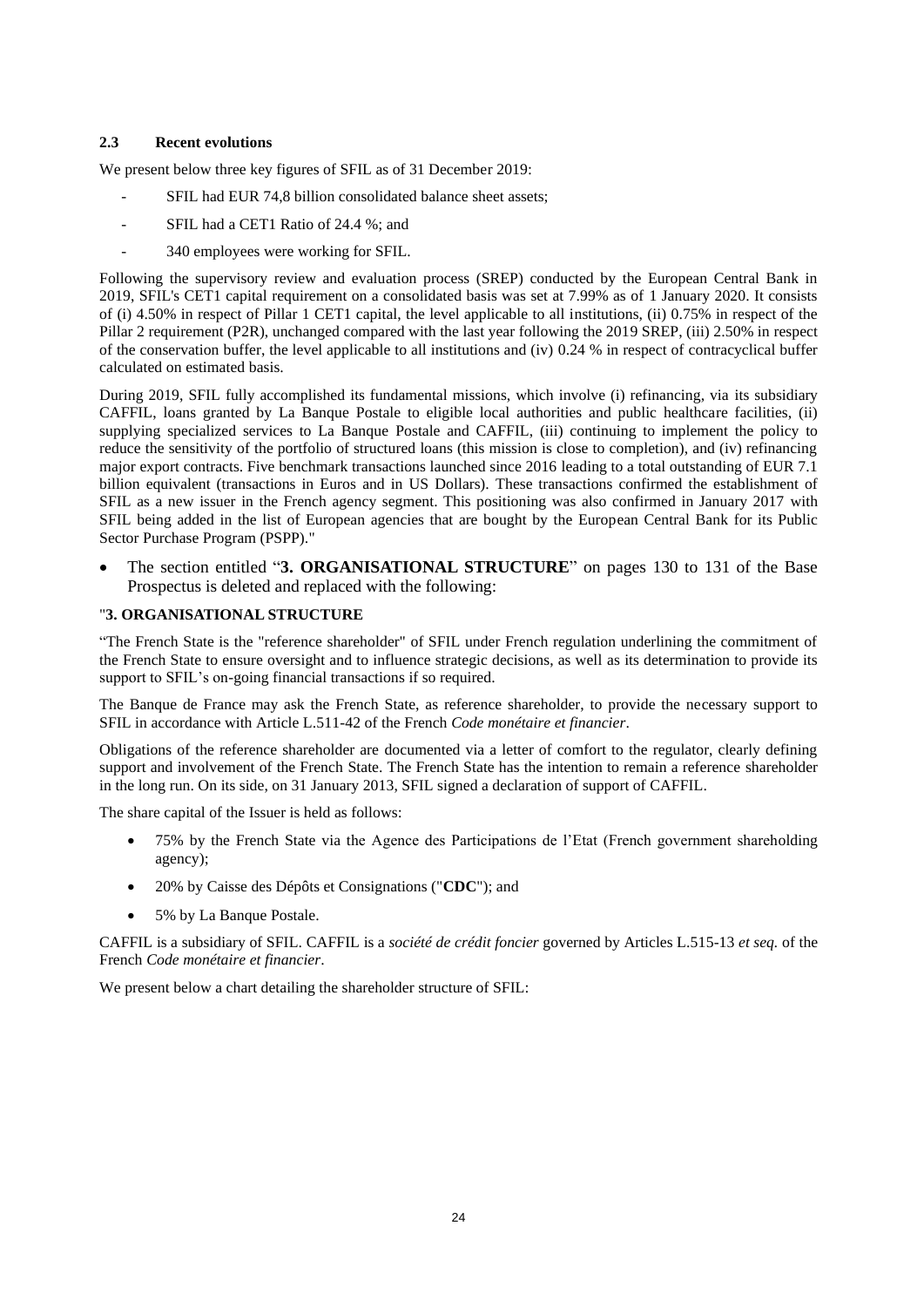### 2.3 Recent evolutions

We present below three key figures of SFIL as of 31 December 2019:

- SFIL had EUR 74,8 billion consolidated balance sheet assets;
- SFIL had a CET1 Ratio of 24.4 %; and
- 340 employees were working for SFIL.

Following the supervisory review and evaluation process (SREP) conducted by the European Central Bank in 2019, SFIL's CET1 capital requirement on a consolidated basis was set at 7.99% as of 1 January 2020. It consists of (i) 4.50% in respect of Pillar 1 CET1 capital, the level applicable to all institutions, (ii) 0.75% in respect of the Pillar 2 requirement (P2R), unchanged compared with the last year following the 2019 SREP, (iii) 2.50% in respect of the conservation buffer, the level applicable to all institutions and (iv) 0.24 % in respect of contracyclical buffer calculated on estimated basis.

During 2019, SFIL fully accomplished its fundamental missions, which involve (i) refinancing, via its subsidiary CAFFIL, loans granted by La Banque Postale to eligible local authorities and public healthcare facilities, (ii) supplying specialized services to La Banque Postale and CAFFIL, (iii) continuing to implement the policy to reduce the sensitivity of the portfolio of structured loans (this mission is close to completion), and (iv) refinancing major export contracts. Five benchmark transactions launched since 2016 leading to a total outstanding of EUR 7.1 billion equivalent (transactions in Euros and in US Dollars). These transactions confirmed the establishment of SFIL as a new issuer in the French agency segment. This positioning was also confirmed in January 2017 with SFIL being added in the list of European agencies that are bought by the European Central Bank for its Public Sector Purchase Program (PSPP)."

- The section entitled "**3. ORGANISATIONAL STRUCTURE**" on pages 130 to 131 of the Base Prospectus is deleted and replaced with the following:

"**3. ORGANISATIONAL STRUCTURE**

"The French State is the "reference shareholder" of SFIL under French regulation underlining the commitment of the French State to ensure oversight and to influence strategic decisions, as well as its determination to provide its support to SFIL's on-going financial transactions if so required.

The Banque de France may ask the French State, as reference shareholder, to provide the necessary support to SFIL in accordance with Article L.511-42 of the French *Code monétaire et financier*.

Obligations of the reference shareholder are documented via a letter of comfort to the regulator, clearly defining support and involvement of the French State. The French State has the intention to remain a reference shareholder in the long run. On its side, on 31 January 2013, SFIL signed a declaration of support of CAFFIL.

The share capital of the Issuer is held as follows:

- 75% by the French State via the Agence des Participations de l'Etat (French government shareholding agency);
- 20% by Caisse des Dépôts et Consignations ("**CDC**"); and
- 5% by La Banque Postale.

CAFFIL is a subsidiary of SFIL. CAFFIL is a *société de crédit foncier* governed by Articles L.515-13 *et seq.* of the French *Code monétaire et financier*.

We present below a chart detailing the shareholder structure of SFIL: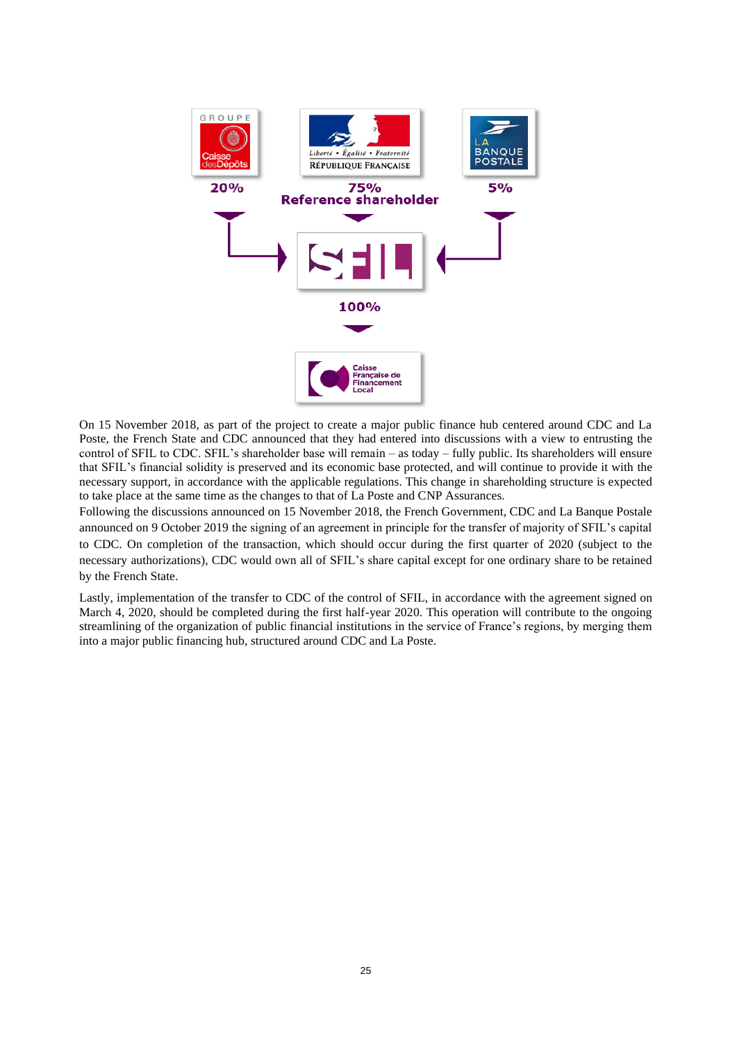20%

75%
Reference shareholder

5%

100%

On 15 November 2018, as part of the project to create a major public finance hub centered around CDC and La Poste, the French State and CDC announced that they had entered into discussions with a view to entrusting the control of SFIL to CDC. SFIL's shareholder base will remain – as today – fully public. Its shareholders will ensure that SFIL's financial solidity is preserved and its economic base protected, and will continue to provide it with the necessary support, in accordance with the applicable regulations. This change in shareholding structure is expected to take place at the same time as the changes to that of La Poste and CNP Assurances.

Following the discussions announced on 15 November 2018, the French Government, CDC and La Banque Postale announced on 9 October 2019 the signing of an agreement in principle for the transfer of majority of SFIL's capital to CDC. On completion of the transaction, which should occur during the first quarter of 2020 (subject to the necessary authorizations), CDC would own all of SFIL's share capital except for one ordinary share to be retained by the French State.

Lastly, implementation of the transfer to CDC of the control of SFIL, in accordance with the agreement signed on March 4, 2020, should be completed during the first half-year 2020. This operation will contribute to the ongoing streamlining of the organization of public financial institutions in the service of France's regions, by merging them into a major public financing hub, structured around CDC and La Poste.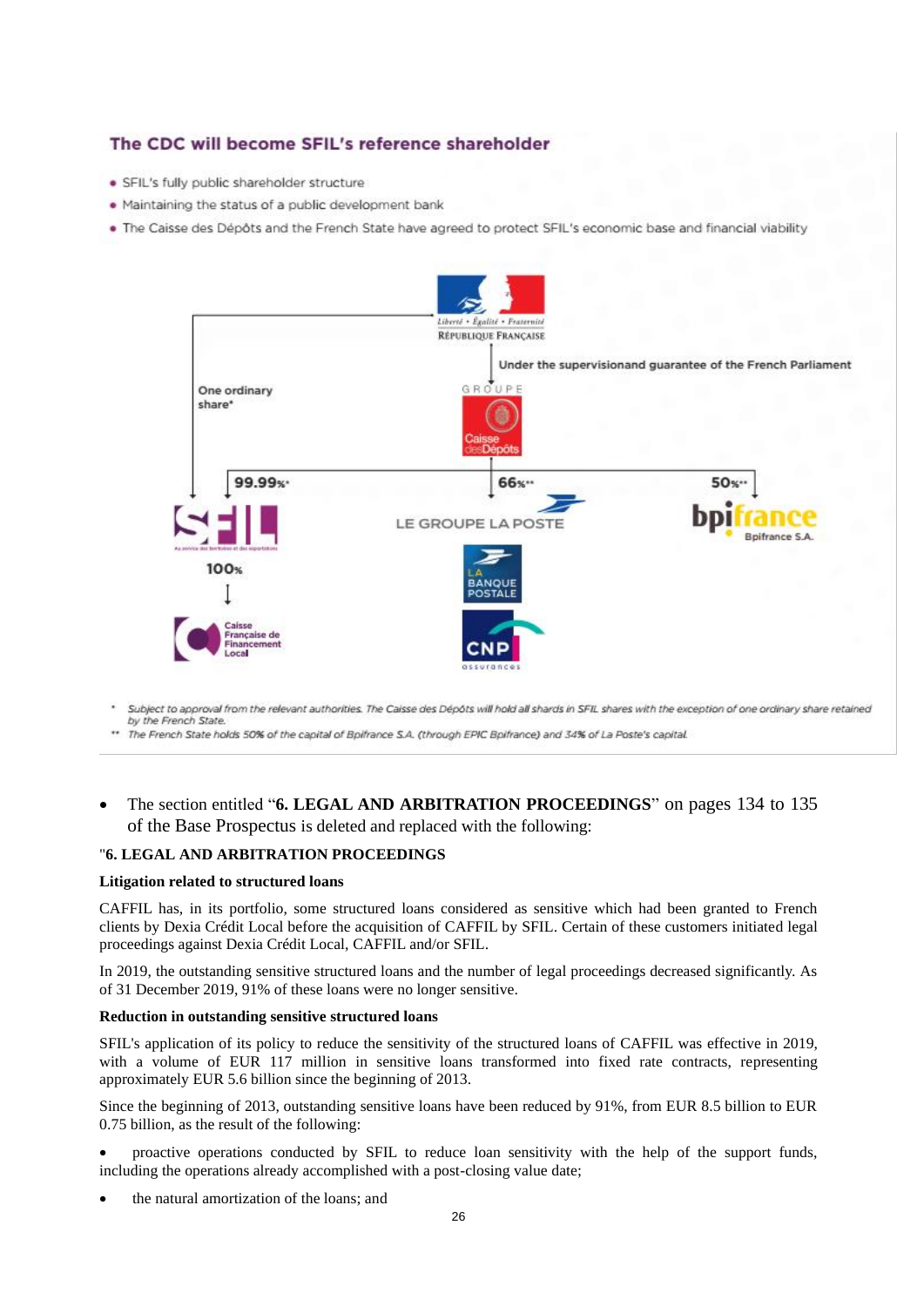## The CDC will become SFIL's reference shareholder

- SFIL's fully public shareholder structure
- Maintaining the status of a public development bank
- The Caisse des Dépôts and the French State have agreed to protect SFIL's economic base and financial viability

Liberté • Égalité • Fraternité
RÉPUBLIQUE FRANÇAISE

Under the supervisionand guarantee of the French Parliament

One ordinary share*

GROUPE Caisse des Dépôts

99.99%* — SFIL

100% — Caisse Française de Financement Local

66%** — LE GROUPE LA POSTE — LA BANQUE POSTALE — CNP assurances

50%** — bpifrance — Bpifrance S.A.

\* *Subject to approval from the relevant authorities. The Caisse des Dépôts will hold all shards in SFIL shares with the exception of one ordinary share retained by the French State.*

\*\* *The French State holds 50% of the capital of Bpifrance S.A. (through EPIC Bpifrance) and 34% of La Poste's capital.*

- The section entitled "**6. LEGAL AND ARBITRATION PROCEEDINGS**" on pages 134 to 135 of the Base Prospectus is deleted and replaced with the following:

"**6. LEGAL AND ARBITRATION PROCEEDINGS**

**Litigation related to structured loans**

CAFFIL has, in its portfolio, some structured loans considered as sensitive which had been granted to French clients by Dexia Crédit Local before the acquisition of CAFFIL by SFIL. Certain of these customers initiated legal proceedings against Dexia Crédit Local, CAFFIL and/or SFIL.

In 2019, the outstanding sensitive structured loans and the number of legal proceedings decreased significantly. As of 31 December 2019, 91% of these loans were no longer sensitive.

**Reduction in outstanding sensitive structured loans**

SFIL's application of its policy to reduce the sensitivity of the structured loans of CAFFIL was effective in 2019, with a volume of EUR 117 million in sensitive loans transformed into fixed rate contracts, representing approximately EUR 5.6 billion since the beginning of 2013.

Since the beginning of 2013, outstanding sensitive loans have been reduced by 91%, from EUR 8.5 billion to EUR 0.75 billion, as the result of the following:

- proactive operations conducted by SFIL to reduce loan sensitivity with the help of the support funds, including the operations already accomplished with a post-closing value date;
- the natural amortization of the loans; and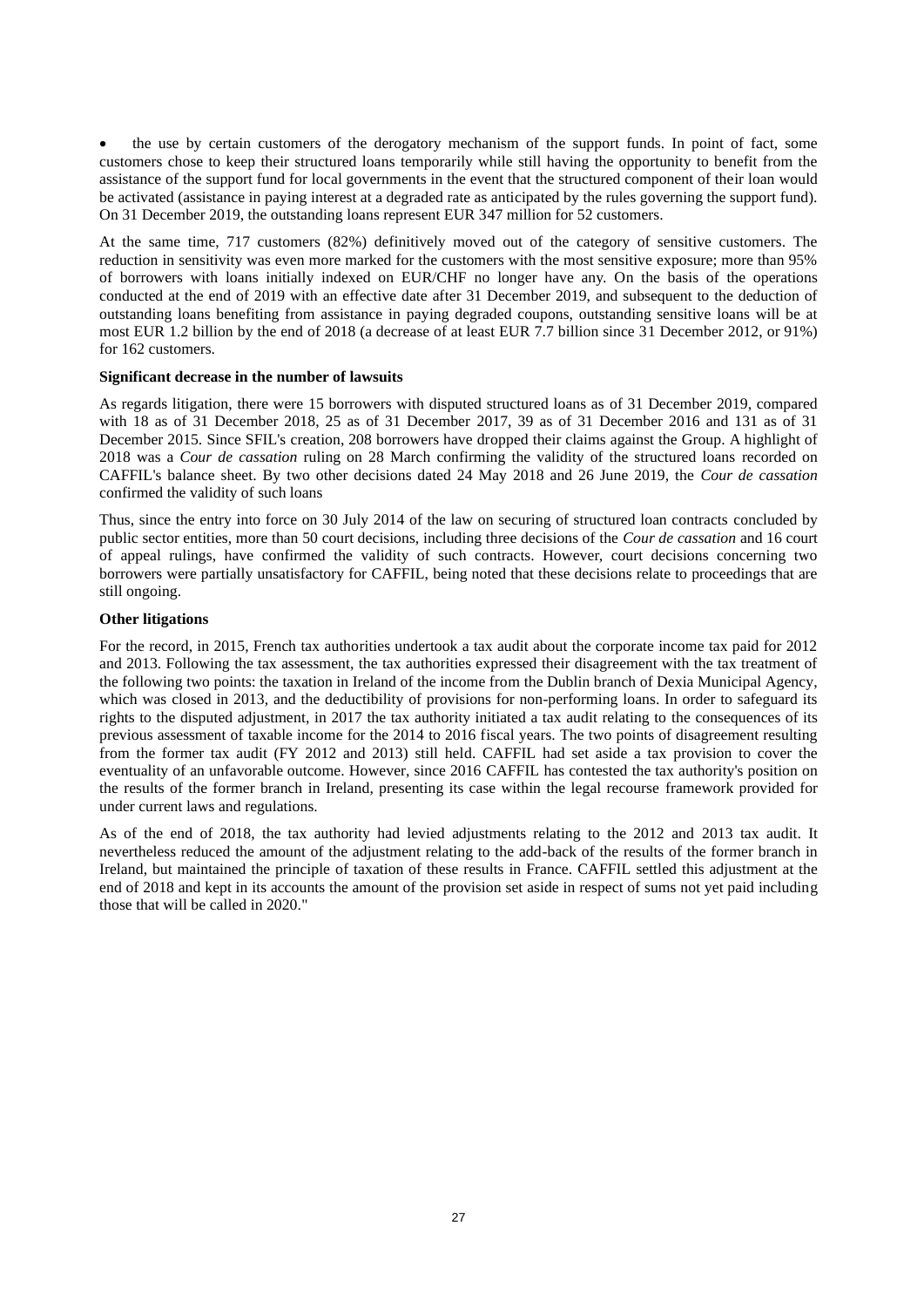- the use by certain customers of the derogatory mechanism of the support funds. In point of fact, some customers chose to keep their structured loans temporarily while still having the opportunity to benefit from the assistance of the support fund for local governments in the event that the structured component of their loan would be activated (assistance in paying interest at a degraded rate as anticipated by the rules governing the support fund). On 31 December 2019, the outstanding loans represent EUR 347 million for 52 customers.

At the same time, 717 customers (82%) definitively moved out of the category of sensitive customers. The reduction in sensitivity was even more marked for the customers with the most sensitive exposure; more than 95% of borrowers with loans initially indexed on EUR/CHF no longer have any. On the basis of the operations conducted at the end of 2019 with an effective date after 31 December 2019, and subsequent to the deduction of outstanding loans benefiting from assistance in paying degraded coupons, outstanding sensitive loans will be at most EUR 1.2 billion by the end of 2018 (a decrease of at least EUR 7.7 billion since 31 December 2012, or 91%) for 162 customers.

**Significant decrease in the number of lawsuits**

As regards litigation, there were 15 borrowers with disputed structured loans as of 31 December 2019, compared with 18 as of 31 December 2018, 25 as of 31 December 2017, 39 as of 31 December 2016 and 131 as of 31 December 2015. Since SFIL's creation, 208 borrowers have dropped their claims against the Group. A highlight of 2018 was a *Cour de cassation* ruling on 28 March confirming the validity of the structured loans recorded on CAFFIL's balance sheet. By two other decisions dated 24 May 2018 and 26 June 2019, the *Cour de cassation* confirmed the validity of such loans

Thus, since the entry into force on 30 July 2014 of the law on securing of structured loan contracts concluded by public sector entities, more than 50 court decisions, including three decisions of the *Cour de cassation* and 16 court of appeal rulings, have confirmed the validity of such contracts. However, court decisions concerning two borrowers were partially unsatisfactory for CAFFIL, being noted that these decisions relate to proceedings that are still ongoing.

**Other litigations**

For the record, in 2015, French tax authorities undertook a tax audit about the corporate income tax paid for 2012 and 2013. Following the tax assessment, the tax authorities expressed their disagreement with the tax treatment of the following two points: the taxation in Ireland of the income from the Dublin branch of Dexia Municipal Agency, which was closed in 2013, and the deductibility of provisions for non-performing loans. In order to safeguard its rights to the disputed adjustment, in 2017 the tax authority initiated a tax audit relating to the consequences of its previous assessment of taxable income for the 2014 to 2016 fiscal years. The two points of disagreement resulting from the former tax audit (FY 2012 and 2013) still held. CAFFIL had set aside a tax provision to cover the eventuality of an unfavorable outcome. However, since 2016 CAFFIL has contested the tax authority's position on the results of the former branch in Ireland, presenting its case within the legal recourse framework provided for under current laws and regulations.

As of the end of 2018, the tax authority had levied adjustments relating to the 2012 and 2013 tax audit. It nevertheless reduced the amount of the adjustment relating to the add-back of the results of the former branch in Ireland, but maintained the principle of taxation of these results in France. CAFFIL settled this adjustment at the end of 2018 and kept in its accounts the amount of the provision set aside in respect of sums not yet paid including those that will be called in 2020."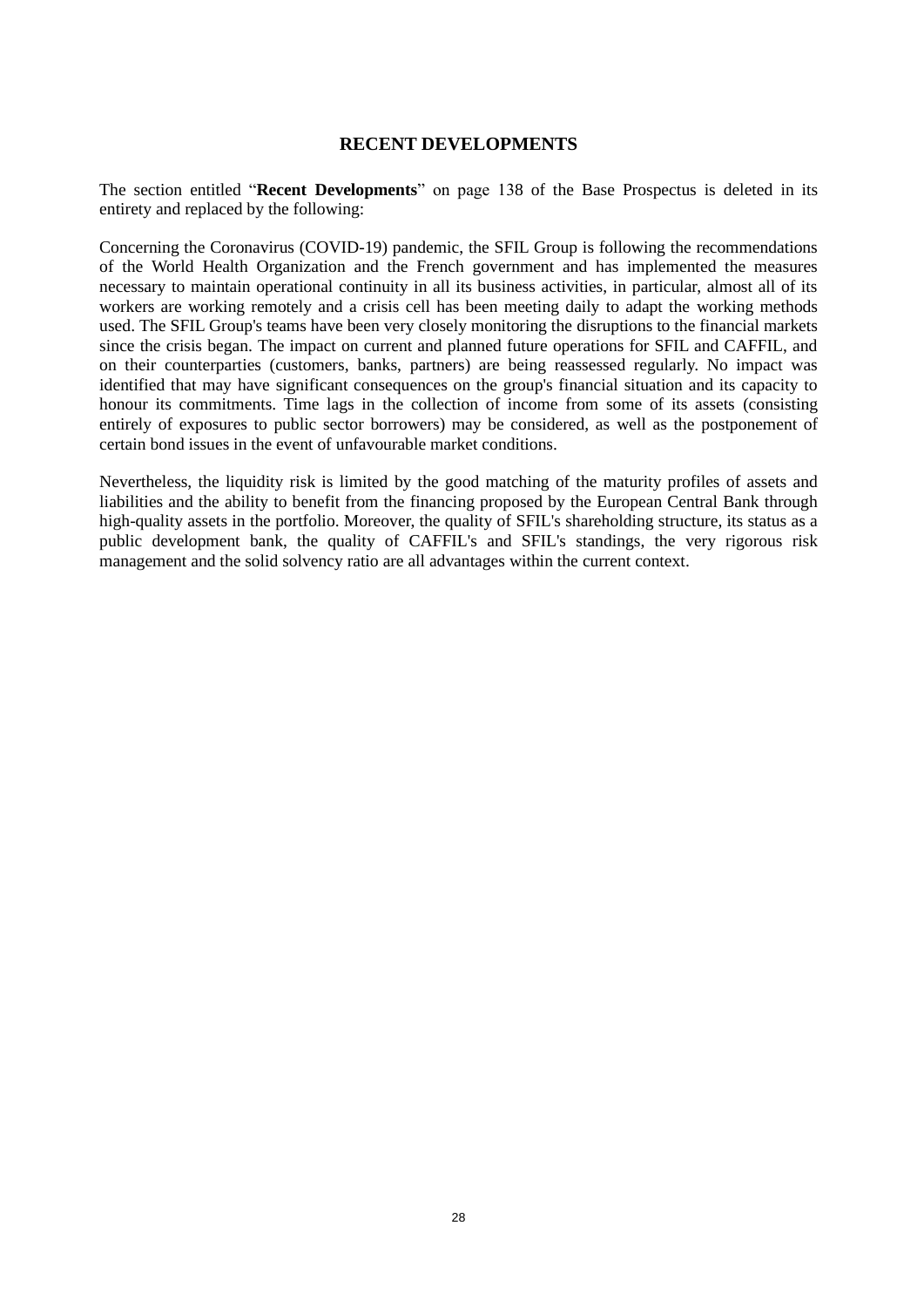# RECENT DEVELOPMENTS

The section entitled "**Recent Developments**" on page 138 of the Base Prospectus is deleted in its entirety and replaced by the following:

Concerning the Coronavirus (COVID-19) pandemic, the SFIL Group is following the recommendations of the World Health Organization and the French government and has implemented the measures necessary to maintain operational continuity in all its business activities, in particular, almost all of its workers are working remotely and a crisis cell has been meeting daily to adapt the working methods used. The SFIL Group's teams have been very closely monitoring the disruptions to the financial markets since the crisis began. The impact on current and planned future operations for SFIL and CAFFIL, and on their counterparties (customers, banks, partners) are being reassessed regularly. No impact was identified that may have significant consequences on the group's financial situation and its capacity to honour its commitments. Time lags in the collection of income from some of its assets (consisting entirely of exposures to public sector borrowers) may be considered, as well as the postponement of certain bond issues in the event of unfavourable market conditions.

Nevertheless, the liquidity risk is limited by the good matching of the maturity profiles of assets and liabilities and the ability to benefit from the financing proposed by the European Central Bank through high-quality assets in the portfolio. Moreover, the quality of SFIL's shareholding structure, its status as a public development bank, the quality of CAFFIL's and SFIL's standings, the very rigorous risk management and the solid solvency ratio are all advantages within the current context.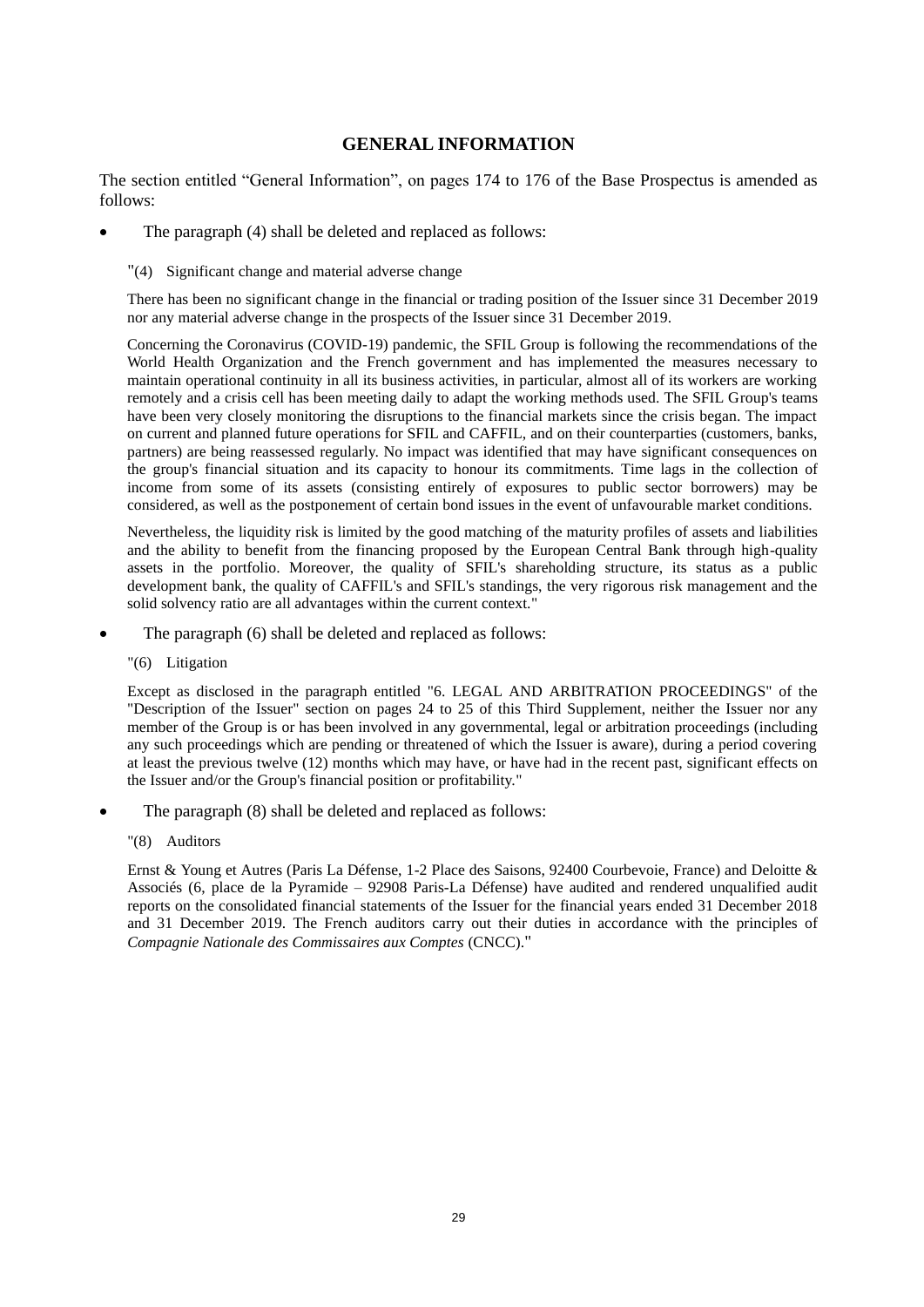## GENERAL INFORMATION

The section entitled "General Information", on pages 174 to 176 of the Base Prospectus is amended as follows:

- The paragraph (4) shall be deleted and replaced as follows:

"(4) Significant change and material adverse change

There has been no significant change in the financial or trading position of the Issuer since 31 December 2019 nor any material adverse change in the prospects of the Issuer since 31 December 2019.

Concerning the Coronavirus (COVID-19) pandemic, the SFIL Group is following the recommendations of the World Health Organization and the French government and has implemented the measures necessary to maintain operational continuity in all its business activities, in particular, almost all of its workers are working remotely and a crisis cell has been meeting daily to adapt the working methods used. The SFIL Group's teams have been very closely monitoring the disruptions to the financial markets since the crisis began. The impact on current and planned future operations for SFIL and CAFFIL, and on their counterparties (customers, banks, partners) are being reassessed regularly. No impact was identified that may have significant consequences on the group's financial situation and its capacity to honour its commitments. Time lags in the collection of income from some of its assets (consisting entirely of exposures to public sector borrowers) may be considered, as well as the postponement of certain bond issues in the event of unfavourable market conditions.

Nevertheless, the liquidity risk is limited by the good matching of the maturity profiles of assets and liabilities and the ability to benefit from the financing proposed by the European Central Bank through high-quality assets in the portfolio. Moreover, the quality of SFIL's shareholding structure, its status as a public development bank, the quality of CAFFIL's and SFIL's standings, the very rigorous risk management and the solid solvency ratio are all advantages within the current context."

- The paragraph (6) shall be deleted and replaced as follows:

"(6) Litigation

Except as disclosed in the paragraph entitled "6. LEGAL AND ARBITRATION PROCEEDINGS" of the "Description of the Issuer" section on pages 24 to 25 of this Third Supplement, neither the Issuer nor any member of the Group is or has been involved in any governmental, legal or arbitration proceedings (including any such proceedings which are pending or threatened of which the Issuer is aware), during a period covering at least the previous twelve (12) months which may have, or have had in the recent past, significant effects on the Issuer and/or the Group's financial position or profitability."

- The paragraph (8) shall be deleted and replaced as follows:

"(8) Auditors

Ernst & Young et Autres (Paris La Défense, 1-2 Place des Saisons, 92400 Courbevoie, France) and Deloitte & Associés (6, place de la Pyramide – 92908 Paris-La Défense) have audited and rendered unqualified audit reports on the consolidated financial statements of the Issuer for the financial years ended 31 December 2018 and 31 December 2019. The French auditors carry out their duties in accordance with the principles of *Compagnie Nationale des Commissaires aux Comptes* (CNCC)."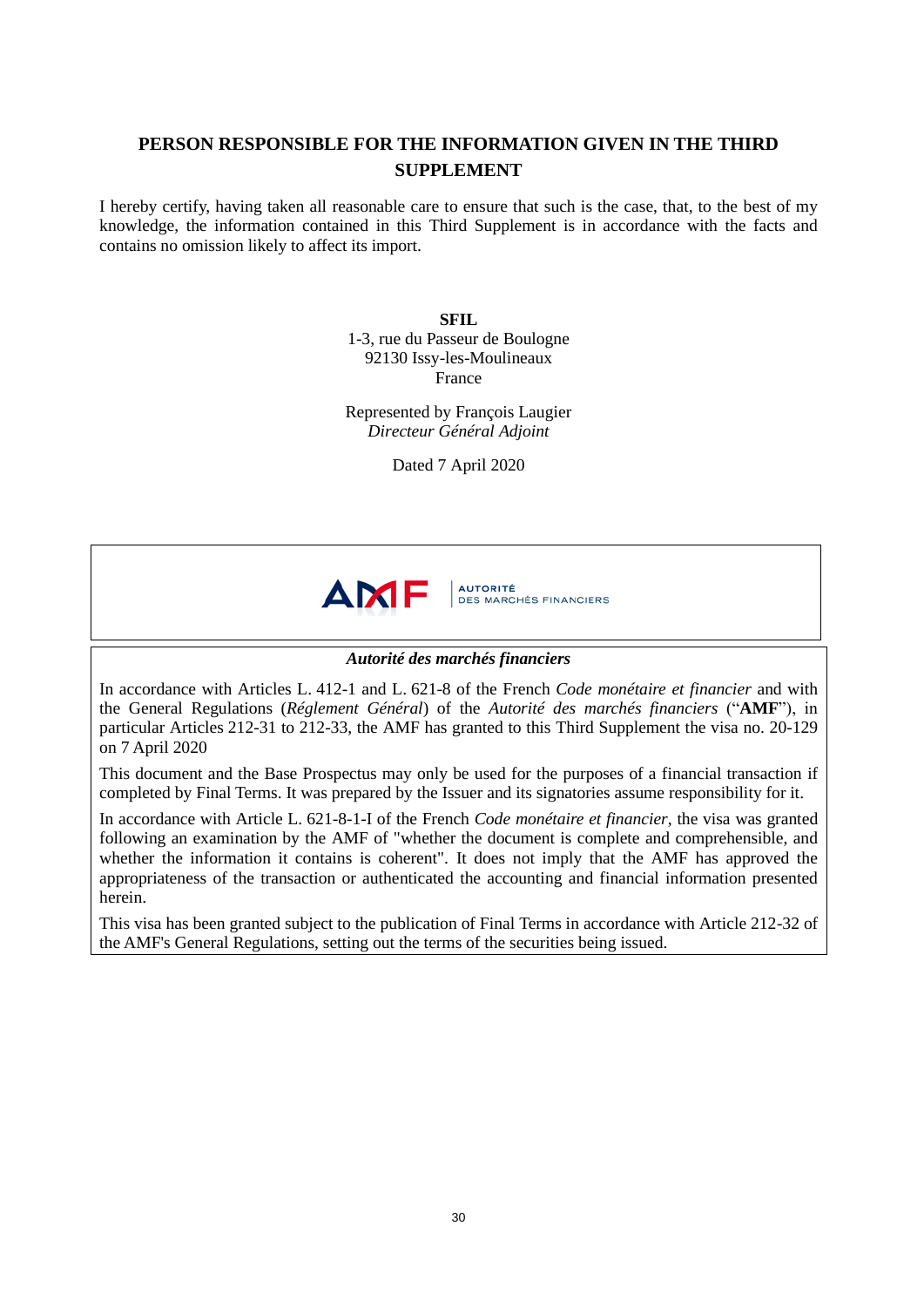## PERSON RESPONSIBLE FOR THE INFORMATION GIVEN IN THE THIRD SUPPLEMENT

I hereby certify, having taken all reasonable care to ensure that such is the case, that, to the best of my knowledge, the information contained in this Third Supplement is in accordance with the facts and contains no omission likely to affect its import.

**SFIL**
1-3, rue du Passeur de Boulogne
92130 Issy-les-Moulineaux
France

Represented by François Laugier
*Directeur Général Adjoint*

Dated 7 April 2020

AMF | AUTORITÉ DES MARCHÉS FINANCIERS

***Autorité des marchés financiers***

In accordance with Articles L. 412-1 and L. 621-8 of the French *Code monétaire et financier* and with the General Regulations (*Réglement Général*) of the *Autorité des marchés financiers* ("**AMF**"), in particular Articles 212-31 to 212-33, the AMF has granted to this Third Supplement the visa no. 20-129 on 7 April 2020

This document and the Base Prospectus may only be used for the purposes of a financial transaction if completed by Final Terms. It was prepared by the Issuer and its signatories assume responsibility for it.

In accordance with Article L. 621-8-1-I of the French *Code monétaire et financier*, the visa was granted following an examination by the AMF of "whether the document is complete and comprehensible, and whether the information it contains is coherent". It does not imply that the AMF has approved the appropriateness of the transaction or authenticated the accounting and financial information presented herein.

This visa has been granted subject to the publication of Final Terms in accordance with Article 212-32 of the AMF's General Regulations, setting out the terms of the securities being issued.